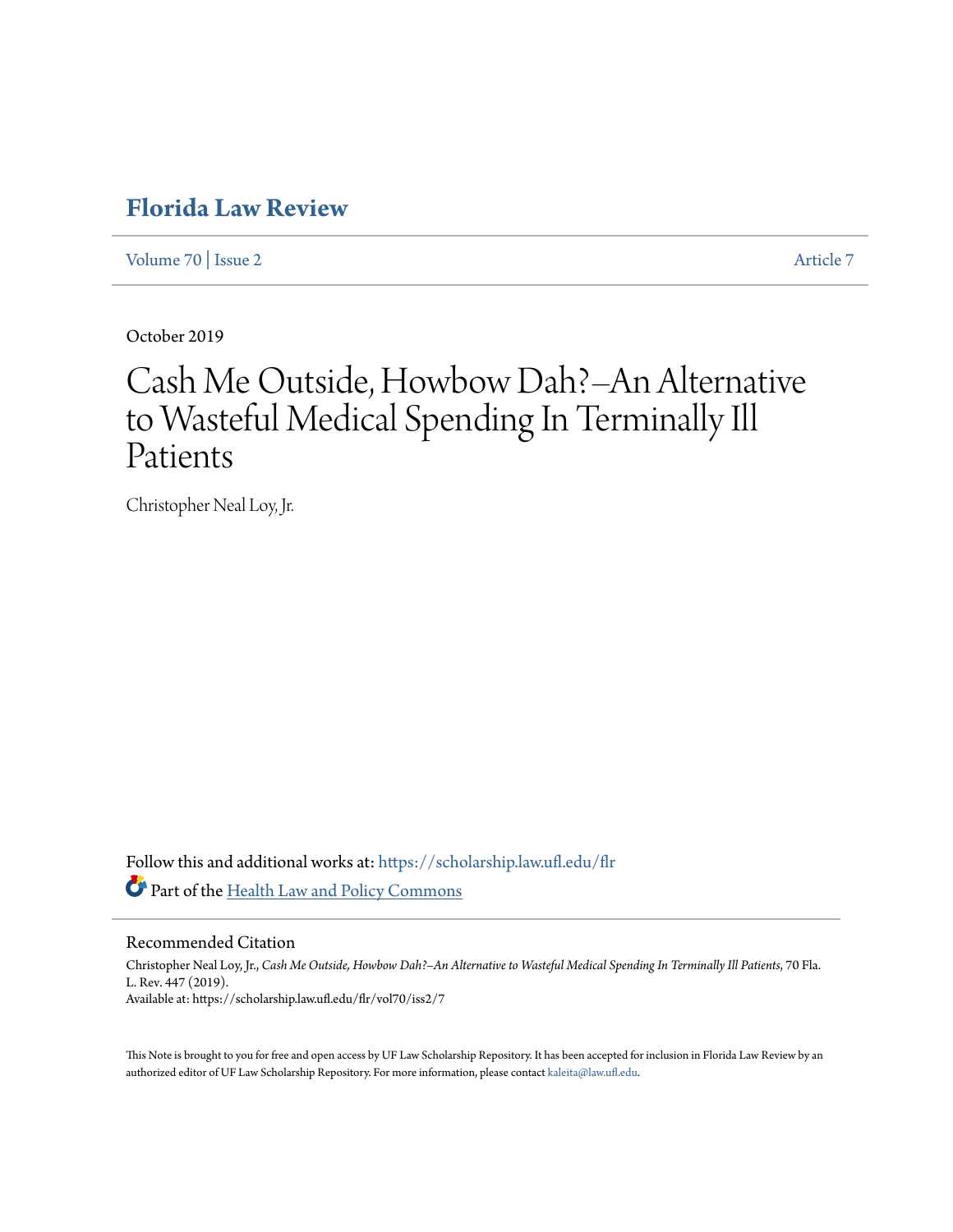# Florida Law Review

Volume 70 | Issue 2 — Article 7

October 2019

# Cash Me Outside, Howbow Dah?–An Alternative to Wasteful Medical Spending In Terminally Ill Patients

Christopher Neal Loy, Jr.

Follow this and additional works at: https://scholarship.law.ufl.edu/flr

Part of the Health Law and Policy Commons

## Recommended Citation

Christopher Neal Loy, Jr., *Cash Me Outside, Howbow Dah?–An Alternative to Wasteful Medical Spending In Terminally Ill Patients*, 70 Fla. L. Rev. 447 (2019).
Available at: https://scholarship.law.ufl.edu/flr/vol70/iss2/7

This Note is brought to you for free and open access by UF Law Scholarship Repository. It has been accepted for inclusion in Florida Law Review by an authorized editor of UF Law Scholarship Repository. For more information, please contact kaleita@law.ufl.edu.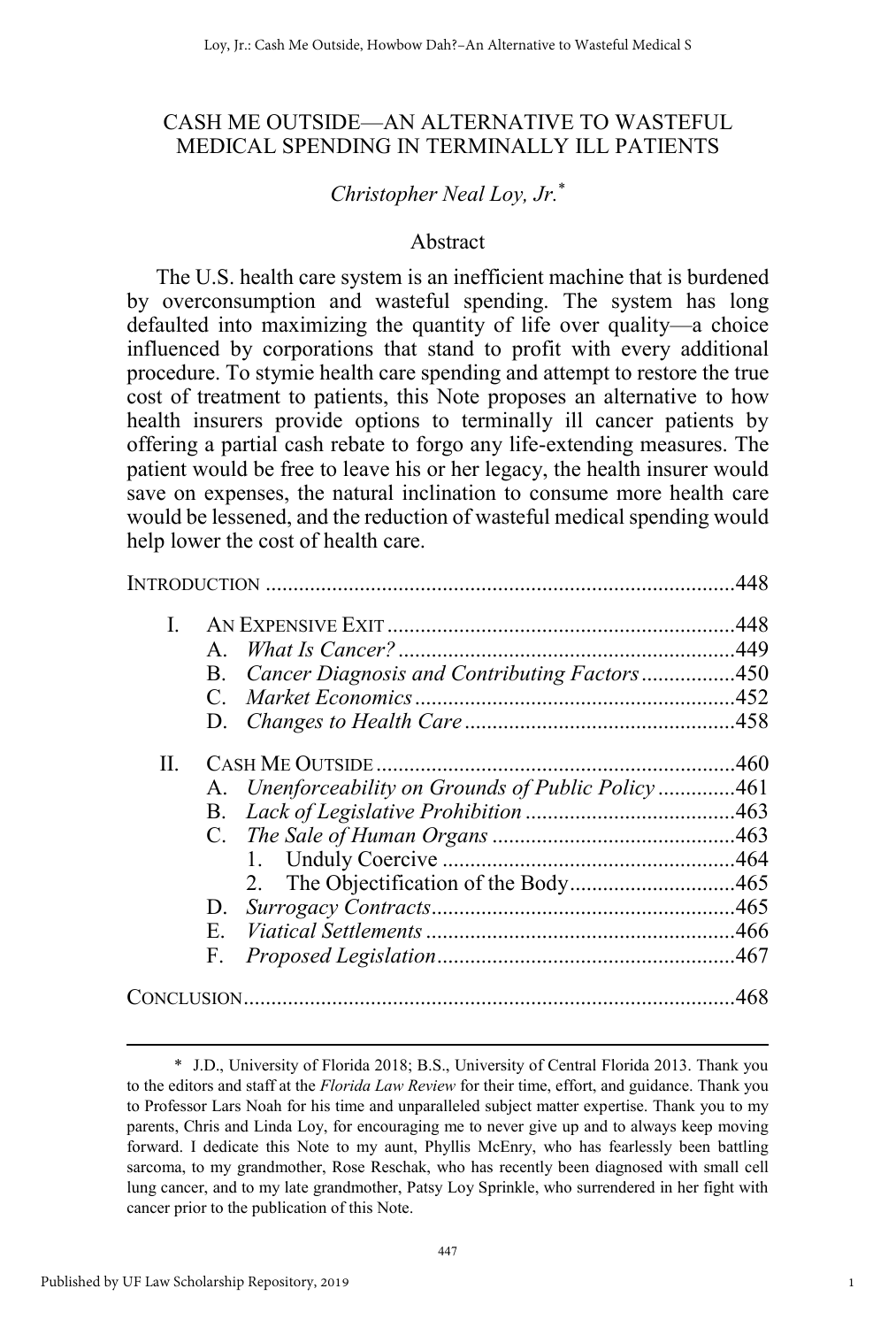# CASH ME OUTSIDE—AN ALTERNATIVE TO WASTEFUL MEDICAL SPENDING IN TERMINALLY ILL PATIENTS

*Christopher Neal Loy, Jr.*[*]

## Abstract

The U.S. health care system is an inefficient machine that is burdened by overconsumption and wasteful spending. The system has long defaulted into maximizing the quantity of life over quality—a choice influenced by corporations that stand to profit with every additional procedure. To stymie health care spending and attempt to restore the true cost of treatment to patients, this Note proposes an alternative to how health insurers provide options to terminally ill cancer patients by offering a partial cash rebate to forgo any life-extending measures. The patient would be free to leave his or her legacy, the health insurer would save on expenses, the natural inclination to consume more health care would be lessened, and the reduction of wasteful medical spending would help lower the cost of health care.

INTRODUCTION .................................................................................... 448

I. AN EXPENSIVE EXIT .............................................................. 448
   - A. *What Is Cancer?* ............................................................ 449
   - B. *Cancer Diagnosis and Contributing Factors* ................. 450
   - C. *Market Economics* ......................................................... 452
   - D. *Changes to Health Care* ................................................ 458

II. CASH ME OUTSIDE ................................................................. 460
   - A. *Unenforceability on Grounds of Public Policy* ............. 461
   - B. *Lack of Legislative Prohibition* ...................................... 463
   - C. *The Sale of Human Organs* ............................................ 463
     1. Unduly Coercive ..................................................... 464
     2. The Objectification of the Body .............................. 465
   - D. *Surrogacy Contracts* ....................................................... 465
   - E. *Viatical Settlements* ........................................................ 466
   - F. *Proposed Legislation* ...................................................... 467

CONCLUSION ......................................................................................... 468

---

[*] J.D., University of Florida 2018; B.S., University of Central Florida 2013. Thank you to the editors and staff at the *Florida Law Review* for their time, effort, and guidance. Thank you to Professor Lars Noah for his time and unparalleled subject matter expertise. Thank you to my parents, Chris and Linda Loy, for encouraging me to never give up and to always keep moving forward. I dedicate this Note to my aunt, Phyllis McEnry, who has fearlessly been battling sarcoma, to my grandmother, Rose Reschak, who has recently been diagnosed with small cell lung cancer, and to my late grandmother, Patsy Loy Sprinkle, who surrendered in her fight with cancer prior to the publication of this Note.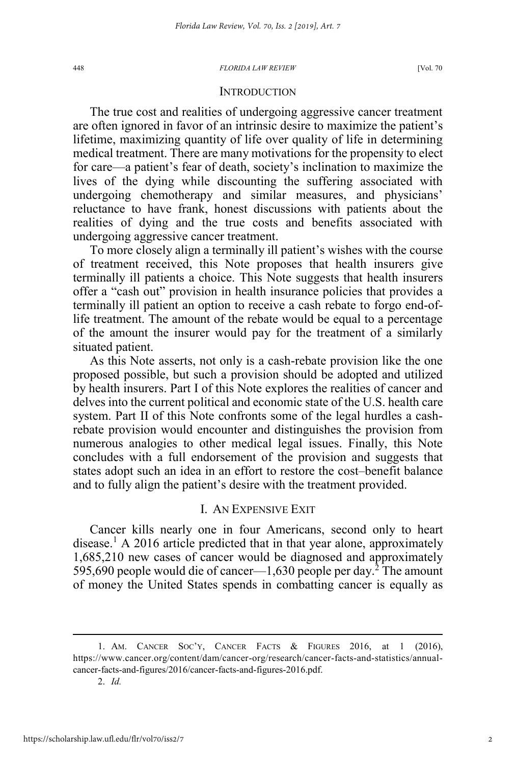## INTRODUCTION

The true cost and realities of undergoing aggressive cancer treatment are often ignored in favor of an intrinsic desire to maximize the patient's lifetime, maximizing quantity of life over quality of life in determining medical treatment. There are many motivations for the propensity to elect for care—a patient's fear of death, society's inclination to maximize the lives of the dying while discounting the suffering associated with undergoing chemotherapy and similar measures, and physicians' reluctance to have frank, honest discussions with patients about the realities of dying and the true costs and benefits associated with undergoing aggressive cancer treatment.

To more closely align a terminally ill patient's wishes with the course of treatment received, this Note proposes that health insurers give terminally ill patients a choice. This Note suggests that health insurers offer a "cash out" provision in health insurance policies that provides a terminally ill patient an option to receive a cash rebate to forgo end-of-life treatment. The amount of the rebate would be equal to a percentage of the amount the insurer would pay for the treatment of a similarly situated patient.

As this Note asserts, not only is a cash-rebate provision like the one proposed possible, but such a provision should be adopted and utilized by health insurers. Part I of this Note explores the realities of cancer and delves into the current political and economic state of the U.S. health care system. Part II of this Note confronts some of the legal hurdles a cash-rebate provision would encounter and distinguishes the provision from numerous analogies to other medical legal issues. Finally, this Note concludes with a full endorsement of the provision and suggests that states adopt such an idea in an effort to restore the cost–benefit balance and to fully align the patient's desire with the treatment provided.

## I. AN EXPENSIVE EXIT

Cancer kills nearly one in four Americans, second only to heart disease.[1] A 2016 article predicted that in that year alone, approximately 1,685,210 new cases of cancer would be diagnosed and approximately 595,690 people would die of cancer—1,630 people per day.[2] The amount of money the United States spends in combatting cancer is equally as

---

1. AM. CANCER SOC'Y, CANCER FACTS & FIGURES 2016, at 1 (2016), https://www.cancer.org/content/dam/cancer-org/research/cancer-facts-and-statistics/annual-cancer-facts-and-figures/2016/cancer-facts-and-figures-2016.pdf.

2. *Id.*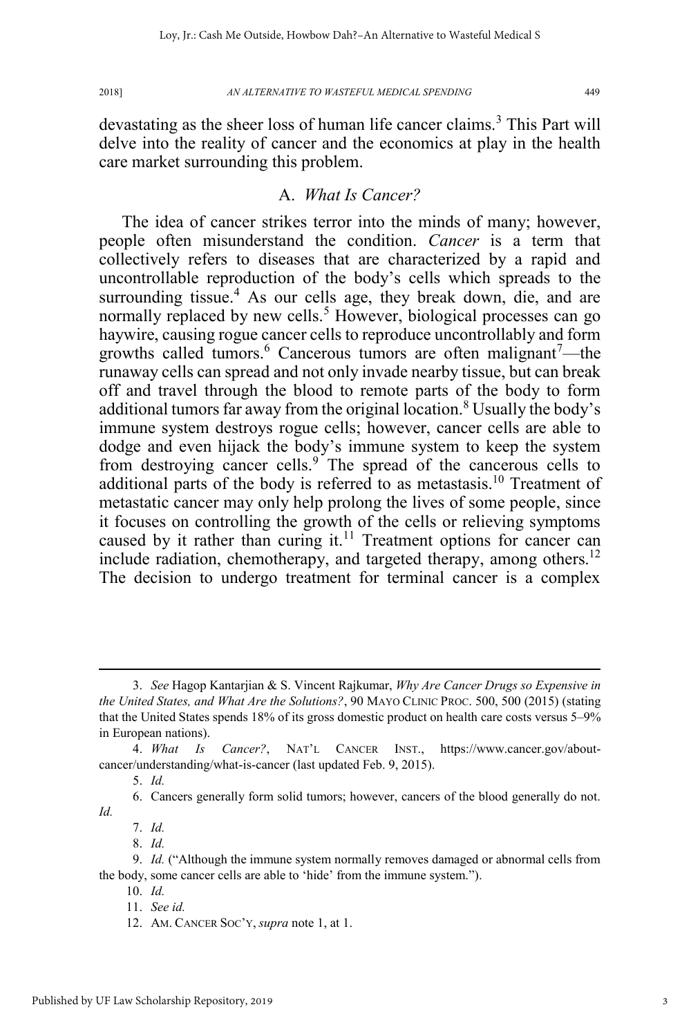devastating as the sheer loss of human life cancer claims.[3] This Part will delve into the reality of cancer and the economics at play in the health care market surrounding this problem.

### A. *What Is Cancer?*

The idea of cancer strikes terror into the minds of many; however, people often misunderstand the condition. *Cancer* is a term that collectively refers to diseases that are characterized by a rapid and uncontrollable reproduction of the body's cells which spreads to the surrounding tissue.[4] As our cells age, they break down, die, and are normally replaced by new cells.[5] However, biological processes can go haywire, causing rogue cancer cells to reproduce uncontrollably and form growths called tumors.[6] Cancerous tumors are often malignant[7]—the runaway cells can spread and not only invade nearby tissue, but can break off and travel through the blood to remote parts of the body to form additional tumors far away from the original location.[8] Usually the body's immune system destroys rogue cells; however, cancer cells are able to dodge and even hijack the body's immune system to keep the system from destroying cancer cells.[9] The spread of the cancerous cells to additional parts of the body is referred to as metastasis.[10] Treatment of metastatic cancer may only help prolong the lives of some people, since it focuses on controlling the growth of the cells or relieving symptoms caused by it rather than curing it.[11] Treatment options for cancer can include radiation, chemotherapy, and targeted therapy, among others.[12] The decision to undergo treatment for terminal cancer is a complex

---

3. *See* Hagop Kantarjian & S. Vincent Rajkumar, *Why Are Cancer Drugs so Expensive in the United States, and What Are the Solutions?*, 90 MAYO CLINIC PROC. 500, 500 (2015) (stating that the United States spends 18% of its gross domestic product on health care costs versus 5–9% in European nations).

4. *What Is Cancer?*, NAT'L CANCER INST., https://www.cancer.gov/about-cancer/understanding/what-is-cancer (last updated Feb. 9, 2015).

5. *Id.*

6. Cancers generally form solid tumors; however, cancers of the blood generally do not. *Id.*

7. *Id.*

8. *Id.*

9. *Id.* ("Although the immune system normally removes damaged or abnormal cells from the body, some cancer cells are able to 'hide' from the immune system.").

10. *Id.*

11. *See id.*

12. AM. CANCER SOC'Y, *supra* note 1, at 1.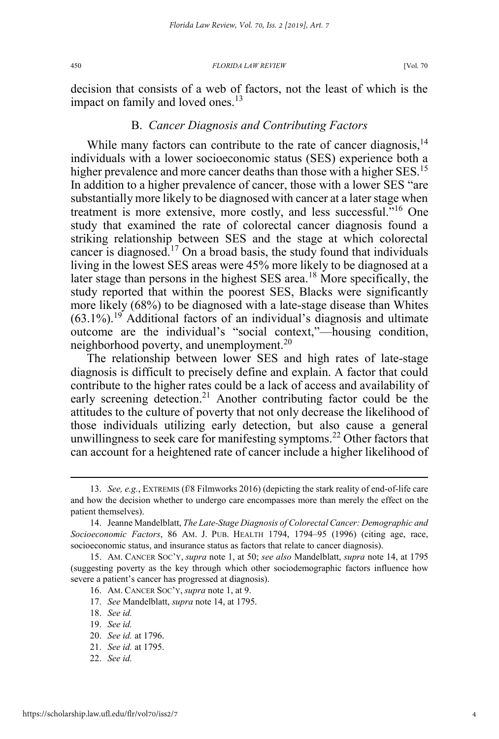decision that consists of a web of factors, not the least of which is the impact on family and loved ones.[13]

### B. *Cancer Diagnosis and Contributing Factors*

While many factors can contribute to the rate of cancer diagnosis,[14] individuals with a lower socioeconomic status (SES) experience both a higher prevalence and more cancer deaths than those with a higher SES.[15] In addition to a higher prevalence of cancer, those with a lower SES "are substantially more likely to be diagnosed with cancer at a later stage when treatment is more extensive, more costly, and less successful."[16] One study that examined the rate of colorectal cancer diagnosis found a striking relationship between SES and the stage at which colorectal cancer is diagnosed.[17] On a broad basis, the study found that individuals living in the lowest SES areas were 45% more likely to be diagnosed at a later stage than persons in the highest SES area.[18] More specifically, the study reported that within the poorest SES, Blacks were significantly more likely (68%) to be diagnosed with a late-stage disease than Whites (63.1%).[19] Additional factors of an individual's diagnosis and ultimate outcome are the individual's "social context,"—housing condition, neighborhood poverty, and unemployment.[20]

The relationship between lower SES and high rates of late-stage diagnosis is difficult to precisely define and explain. A factor that could contribute to the higher rates could be a lack of access and availability of early screening detection.[21] Another contributing factor could be the attitudes to the culture of poverty that not only decrease the likelihood of those individuals utilizing early detection, but also cause a general unwillingness to seek care for manifesting symptoms.[22] Other factors that can account for a heightened rate of cancer include a higher likelihood of

---

13. *See, e.g.*, EXTREMIS (f/8 Filmworks 2016) (depicting the stark reality of end-of-life care and how the decision whether to undergo care encompasses more than merely the effect on the patient themselves).

14. Jeanne Mandelblatt, *The Late-Stage Diagnosis of Colorectal Cancer: Demographic and Socioeconomic Factors*, 86 AM. J. PUB. HEALTH 1794, 1794–95 (1996) (citing age, race, socioeconomic status, and insurance status as factors that relate to cancer diagnosis).

15. AM. CANCER SOC'Y, *supra* note 1, at 50; *see also* Mandelblatt, *supra* note 14, at 1795 (suggesting poverty as the key through which other sociodemographic factors influence how severe a patient's cancer has progressed at diagnosis).

16. AM. CANCER SOC'Y, *supra* note 1, at 9.

17. *See* Mandelblatt, *supra* note 14, at 1795.

18. *See id.*

19. *See id.*

20. *See id.* at 1796.

21. *See id.* at 1795.

22. *See id.*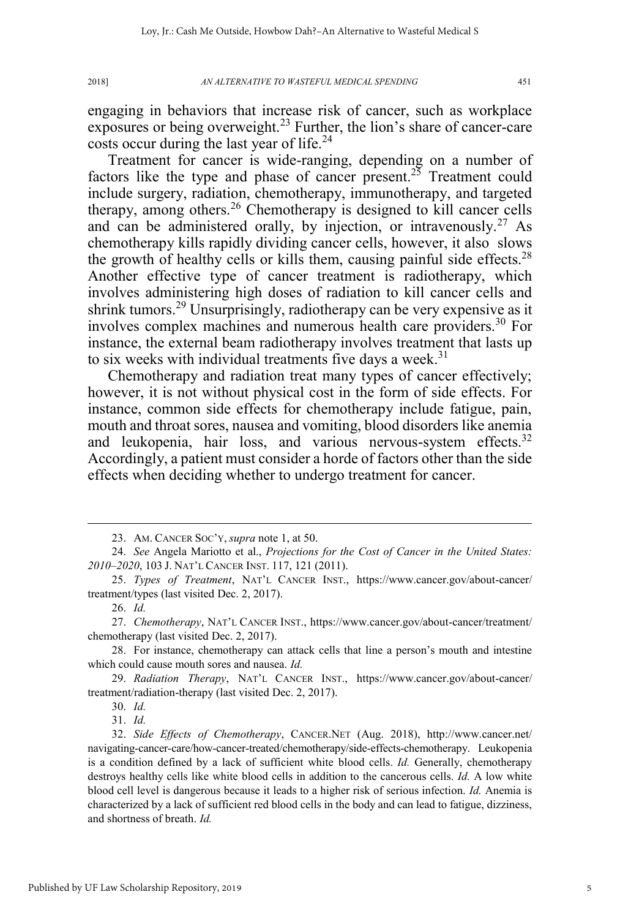engaging in behaviors that increase risk of cancer, such as workplace exposures or being overweight.[23] Further, the lion's share of cancer-care costs occur during the last year of life.[24]

Treatment for cancer is wide-ranging, depending on a number of factors like the type and phase of cancer present.[25] Treatment could include surgery, radiation, chemotherapy, immunotherapy, and targeted therapy, among others.[26] Chemotherapy is designed to kill cancer cells and can be administered orally, by injection, or intravenously.[27] As chemotherapy kills rapidly dividing cancer cells, however, it also slows the growth of healthy cells or kills them, causing painful side effects.[28] Another effective type of cancer treatment is radiotherapy, which involves administering high doses of radiation to kill cancer cells and shrink tumors.[29] Unsurprisingly, radiotherapy can be very expensive as it involves complex machines and numerous health care providers.[30] For instance, the external beam radiotherapy involves treatment that lasts up to six weeks with individual treatments five days a week.[31]

Chemotherapy and radiation treat many types of cancer effectively; however, it is not without physical cost in the form of side effects. For instance, common side effects for chemotherapy include fatigue, pain, mouth and throat sores, nausea and vomiting, blood disorders like anemia and leukopenia, hair loss, and various nervous-system effects.[32] Accordingly, a patient must consider a horde of factors other than the side effects when deciding whether to undergo treatment for cancer.

---

23. AM. CANCER SOC'Y, *supra* note 1, at 50.

24. *See* Angela Mariotto et al., *Projections for the Cost of Cancer in the United States: 2010–2020*, 103 J. NAT'L CANCER INST. 117, 121 (2011).

25. *Types of Treatment*, NAT'L CANCER INST., https://www.cancer.gov/about-cancer/treatment/types (last visited Dec. 2, 2017).

26. *Id.*

27. *Chemotherapy*, NAT'L CANCER INST., https://www.cancer.gov/about-cancer/treatment/chemotherapy (last visited Dec. 2, 2017).

28. For instance, chemotherapy can attack cells that line a person's mouth and intestine which could cause mouth sores and nausea. *Id.*

29. *Radiation Therapy*, NAT'L CANCER INST., https://www.cancer.gov/about-cancer/treatment/radiation-therapy (last visited Dec. 2, 2017).

30. *Id.*

31. *Id.*

32. *Side Effects of Chemotherapy*, CANCER.NET (Aug. 2018), http://www.cancer.net/navigating-cancer-care/how-cancer-treated/chemotherapy/side-effects-chemotherapy. Leukopenia is a condition defined by a lack of sufficient white blood cells. *Id.* Generally, chemotherapy destroys healthy cells like white blood cells in addition to the cancerous cells. *Id.* A low white blood cell level is dangerous because it leads to a higher risk of serious infection. *Id.* Anemia is characterized by a lack of sufficient red blood cells in the body and can lead to fatigue, dizziness, and shortness of breath. *Id.*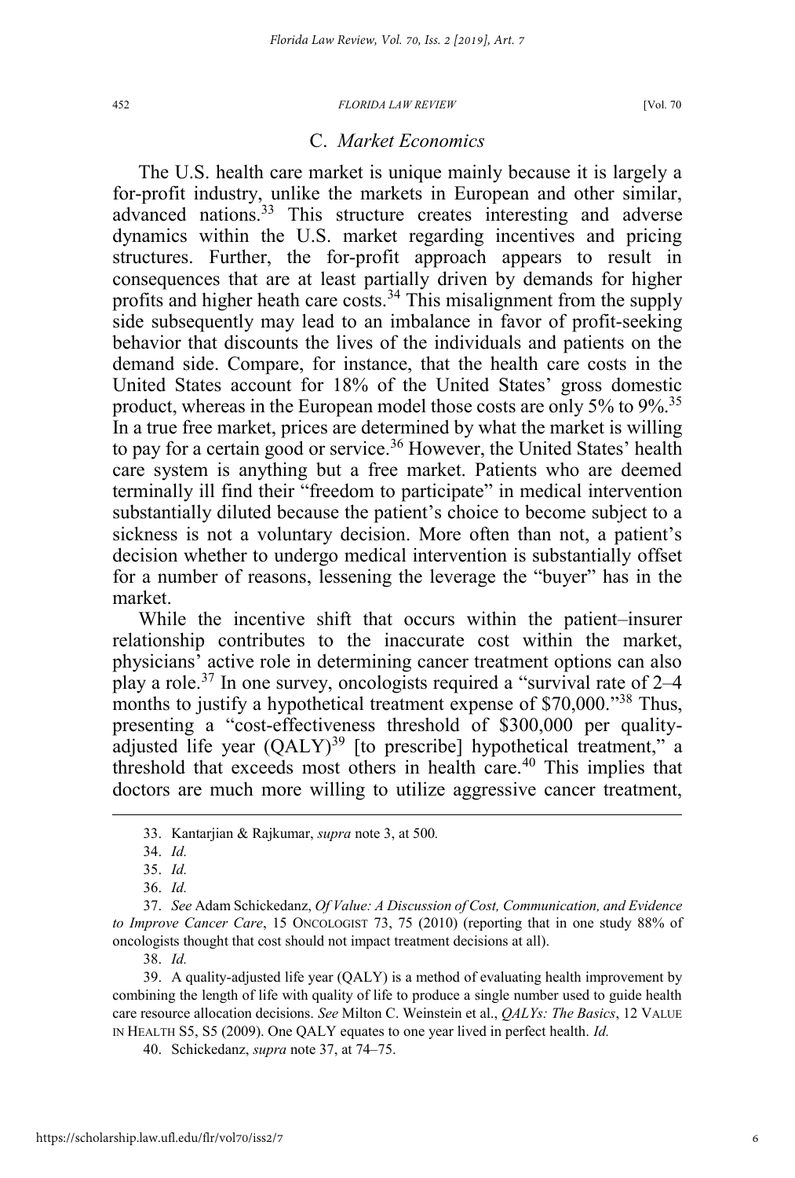### C. *Market Economics*

The U.S. health care market is unique mainly because it is largely a for-profit industry, unlike the markets in European and other similar, advanced nations.[33] This structure creates interesting and adverse dynamics within the U.S. market regarding incentives and pricing structures. Further, the for-profit approach appears to result in consequences that are at least partially driven by demands for higher profits and higher heath care costs.[34] This misalignment from the supply side subsequently may lead to an imbalance in favor of profit-seeking behavior that discounts the lives of the individuals and patients on the demand side. Compare, for instance, that the health care costs in the United States account for 18% of the United States' gross domestic product, whereas in the European model those costs are only 5% to 9%.[35] In a true free market, prices are determined by what the market is willing to pay for a certain good or service.[36] However, the United States' health care system is anything but a free market. Patients who are deemed terminally ill find their "freedom to participate" in medical intervention substantially diluted because the patient's choice to become subject to a sickness is not a voluntary decision. More often than not, a patient's decision whether to undergo medical intervention is substantially offset for a number of reasons, lessening the leverage the "buyer" has in the market.

While the incentive shift that occurs within the patient–insurer relationship contributes to the inaccurate cost within the market, physicians' active role in determining cancer treatment options can also play a role.[37] In one survey, oncologists required a "survival rate of 2–4 months to justify a hypothetical treatment expense of $70,000."[38] Thus, presenting a "cost-effectiveness threshold of $300,000 per quality-adjusted life year (QALY)[39] [to prescribe] hypothetical treatment," a threshold that exceeds most others in health care.[40] This implies that doctors are much more willing to utilize aggressive cancer treatment,

---

33. Kantarjian & Rajkumar, *supra* note 3, at 500.

34. *Id.*

35. *Id.*

36. *Id.*

37. *See* Adam Schickedanz, *Of Value: A Discussion of Cost, Communication, and Evidence to Improve Cancer Care*, 15 ONCOLOGIST 73, 75 (2010) (reporting that in one study 88% of oncologists thought that cost should not impact treatment decisions at all).

38. *Id.*

39. A quality-adjusted life year (QALY) is a method of evaluating health improvement by combining the length of life with quality of life to produce a single number used to guide health care resource allocation decisions. *See* Milton C. Weinstein et al., *QALYs: The Basics*, 12 VALUE IN HEALTH S5, S5 (2009). One QALY equates to one year lived in perfect health. *Id.*

40. Schickedanz, *supra* note 37, at 74–75.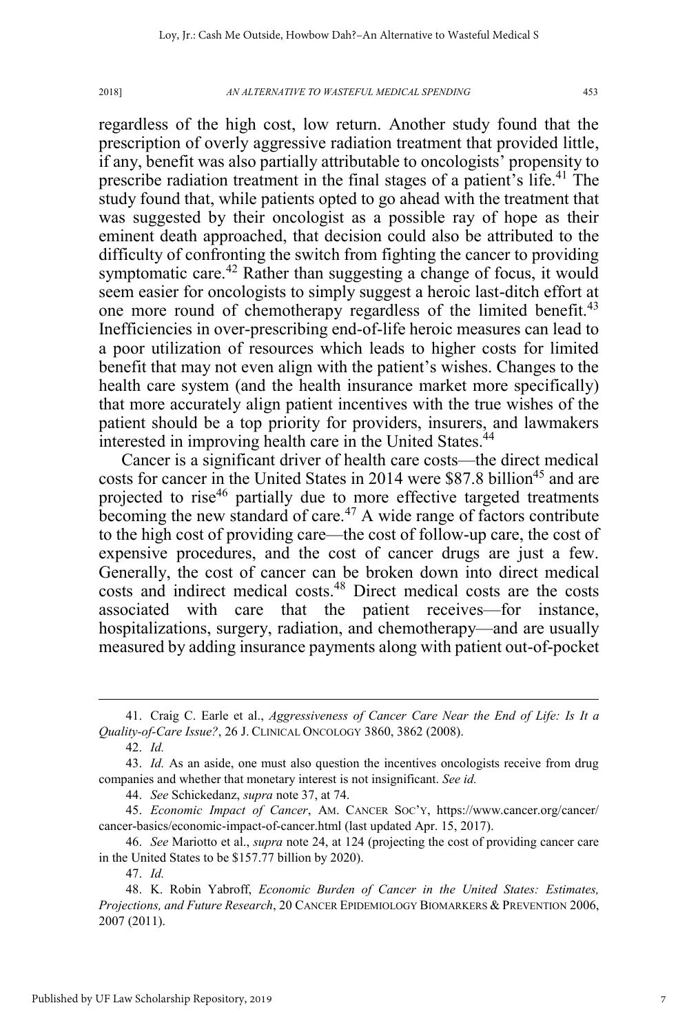regardless of the high cost, low return. Another study found that the prescription of overly aggressive radiation treatment that provided little, if any, benefit was also partially attributable to oncologists' propensity to prescribe radiation treatment in the final stages of a patient's life.[41] The study found that, while patients opted to go ahead with the treatment that was suggested by their oncologist as a possible ray of hope as their eminent death approached, that decision could also be attributed to the difficulty of confronting the switch from fighting the cancer to providing symptomatic care.[42] Rather than suggesting a change of focus, it would seem easier for oncologists to simply suggest a heroic last-ditch effort at one more round of chemotherapy regardless of the limited benefit.[43] Inefficiencies in over-prescribing end-of-life heroic measures can lead to a poor utilization of resources which leads to higher costs for limited benefit that may not even align with the patient's wishes. Changes to the health care system (and the health insurance market more specifically) that more accurately align patient incentives with the true wishes of the patient should be a top priority for providers, insurers, and lawmakers interested in improving health care in the United States.[44]

Cancer is a significant driver of health care costs—the direct medical costs for cancer in the United States in 2014 were $87.8 billion[45] and are projected to rise[46] partially due to more effective targeted treatments becoming the new standard of care.[47] A wide range of factors contribute to the high cost of providing care—the cost of follow-up care, the cost of expensive procedures, and the cost of cancer drugs are just a few. Generally, the cost of cancer can be broken down into direct medical costs and indirect medical costs.[48] Direct medical costs are the costs associated with care that the patient receives—for instance, hospitalizations, surgery, radiation, and chemotherapy—and are usually measured by adding insurance payments along with patient out-of-pocket

---

41. Craig C. Earle et al., *Aggressiveness of Cancer Care Near the End of Life: Is It a Quality-of-Care Issue?*, 26 J. CLINICAL ONCOLOGY 3860, 3862 (2008).

42. *Id.*

43. *Id.* As an aside, one must also question the incentives oncologists receive from drug companies and whether that monetary interest is not insignificant. *See id.*

44. *See* Schickedanz, *supra* note 37, at 74.

45. *Economic Impact of Cancer*, AM. CANCER SOC'Y, https://www.cancer.org/cancer/cancer-basics/economic-impact-of-cancer.html (last updated Apr. 15, 2017).

46. *See* Mariotto et al., *supra* note 24, at 124 (projecting the cost of providing cancer care in the United States to be $157.77 billion by 2020).

47. *Id.*

48. K. Robin Yabroff, *Economic Burden of Cancer in the United States: Estimates, Projections, and Future Research*, 20 CANCER EPIDEMIOLOGY BIOMARKERS & PREVENTION 2006, 2007 (2011).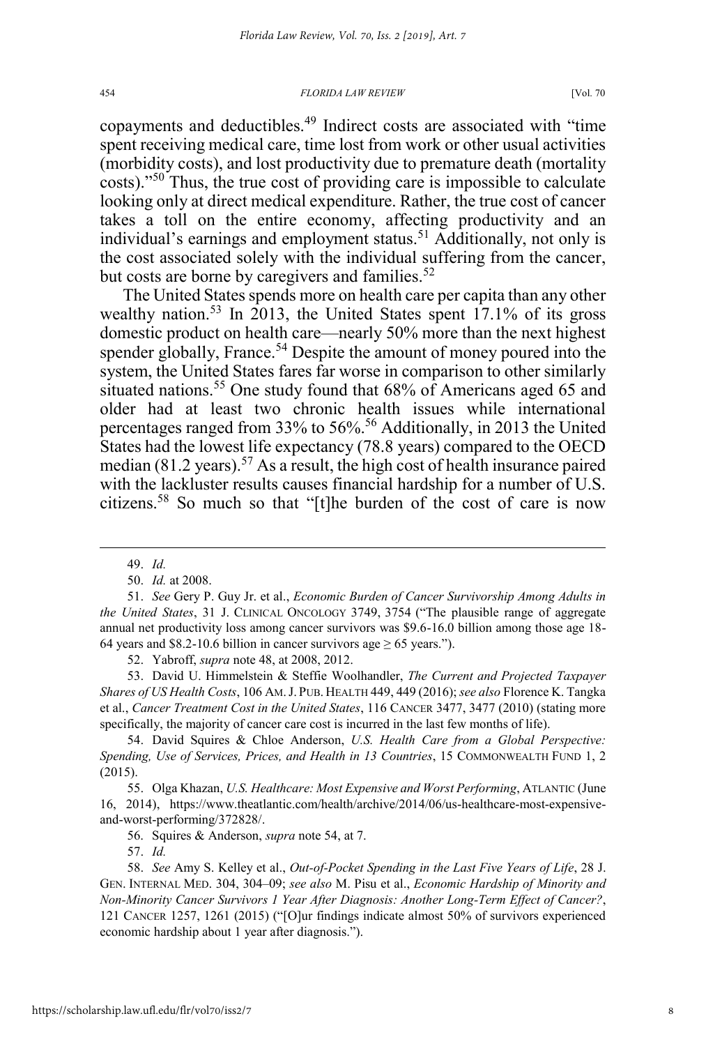copayments and deductibles.[49] Indirect costs are associated with "time spent receiving medical care, time lost from work or other usual activities (morbidity costs), and lost productivity due to premature death (mortality costs)."[50] Thus, the true cost of providing care is impossible to calculate looking only at direct medical expenditure. Rather, the true cost of cancer takes a toll on the entire economy, affecting productivity and an individual's earnings and employment status.[51] Additionally, not only is the cost associated solely with the individual suffering from the cancer, but costs are borne by caregivers and families.[52]

The United States spends more on health care per capita than any other wealthy nation.[53] In 2013, the United States spent 17.1% of its gross domestic product on health care—nearly 50% more than the next highest spender globally, France.[54] Despite the amount of money poured into the system, the United States fares far worse in comparison to other similarly situated nations.[55] One study found that 68% of Americans aged 65 and older had at least two chronic health issues while international percentages ranged from 33% to 56%.[56] Additionally, in 2013 the United States had the lowest life expectancy (78.8 years) compared to the OECD median (81.2 years).[57] As a result, the high cost of health insurance paired with the lackluster results causes financial hardship for a number of U.S. citizens.[58] So much so that "[t]he burden of the cost of care is now

---

49. *Id.*

50. *Id.* at 2008.

51. *See* Gery P. Guy Jr. et al., *Economic Burden of Cancer Survivorship Among Adults in the United States*, 31 J. CLINICAL ONCOLOGY 3749, 3754 ("The plausible range of aggregate annual net productivity loss among cancer survivors was \$9.6-16.0 billion among those age 18-64 years and \$8.2-10.6 billion in cancer survivors age ≥ 65 years.").

52. Yabroff, *supra* note 48, at 2008, 2012.

53. David U. Himmelstein & Steffie Woolhandler, *The Current and Projected Taxpayer Shares of US Health Costs*, 106 AM. J. PUB. HEALTH 449, 449 (2016); *see also* Florence K. Tangka et al., *Cancer Treatment Cost in the United States*, 116 CANCER 3477, 3477 (2010) (stating more specifically, the majority of cancer care cost is incurred in the last few months of life).

54. David Squires & Chloe Anderson, *U.S. Health Care from a Global Perspective: Spending, Use of Services, Prices, and Health in 13 Countries*, 15 COMMONWEALTH FUND 1, 2 (2015).

55. Olga Khazan, *U.S. Healthcare: Most Expensive and Worst Performing*, ATLANTIC (June 16, 2014), https://www.theatlantic.com/health/archive/2014/06/us-healthcare-most-expensive-and-worst-performing/372828/.

56. Squires & Anderson, *supra* note 54, at 7.

57. *Id.*

58. *See* Amy S. Kelley et al., *Out-of-Pocket Spending in the Last Five Years of Life*, 28 J. GEN. INTERNAL MED. 304, 304–09; *see also* M. Pisu et al., *Economic Hardship of Minority and Non-Minority Cancer Survivors 1 Year After Diagnosis: Another Long-Term Effect of Cancer?*, 121 CANCER 1257, 1261 (2015) ("[O]ur findings indicate almost 50% of survivors experienced economic hardship about 1 year after diagnosis.").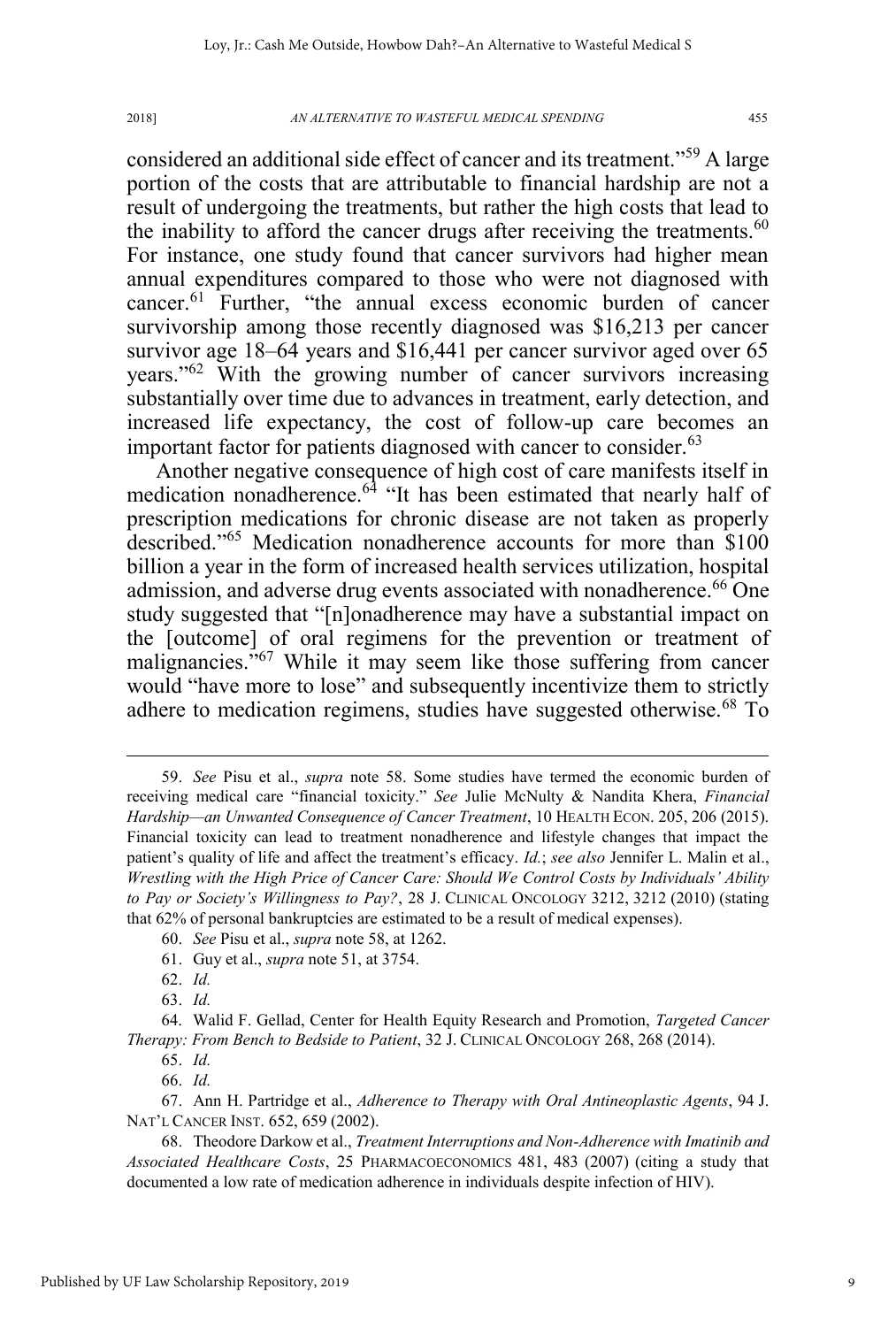considered an additional side effect of cancer and its treatment."[59] A large portion of the costs that are attributable to financial hardship are not a result of undergoing the treatments, but rather the high costs that lead to the inability to afford the cancer drugs after receiving the treatments.[60] For instance, one study found that cancer survivors had higher mean annual expenditures compared to those who were not diagnosed with cancer.[61] Further, "the annual excess economic burden of cancer survivorship among those recently diagnosed was $16,213 per cancer survivor age 18–64 years and $16,441 per cancer survivor aged over 65 years."[62] With the growing number of cancer survivors increasing substantially over time due to advances in treatment, early detection, and increased life expectancy, the cost of follow-up care becomes an important factor for patients diagnosed with cancer to consider.[63]

Another negative consequence of high cost of care manifests itself in medication nonadherence.[64] "It has been estimated that nearly half of prescription medications for chronic disease are not taken as properly described."[65] Medication nonadherence accounts for more than $100 billion a year in the form of increased health services utilization, hospital admission, and adverse drug events associated with nonadherence.[66] One study suggested that "[n]onadherence may have a substantial impact on the [outcome] of oral regimens for the prevention or treatment of malignancies."[67] While it may seem like those suffering from cancer would "have more to lose" and subsequently incentivize them to strictly adhere to medication regimens, studies have suggested otherwise.[68] To

59. *See* Pisu et al., *supra* note 58. Some studies have termed the economic burden of receiving medical care "financial toxicity." *See* Julie McNulty & Nandita Khera, *Financial Hardship—an Unwanted Consequence of Cancer Treatment*, 10 HEALTH ECON. 205, 206 (2015). Financial toxicity can lead to treatment nonadherence and lifestyle changes that impact the patient's quality of life and affect the treatment's efficacy. *Id.*; *see also* Jennifer L. Malin et al., *Wrestling with the High Price of Cancer Care: Should We Control Costs by Individuals' Ability to Pay or Society's Willingness to Pay?*, 28 J. CLINICAL ONCOLOGY 3212, 3212 (2010) (stating that 62% of personal bankruptcies are estimated to be a result of medical expenses).

60. *See* Pisu et al., *supra* note 58, at 1262.

61. Guy et al., *supra* note 51, at 3754.

62. *Id.*

63. *Id.*

64. Walid F. Gellad, Center for Health Equity Research and Promotion, *Targeted Cancer Therapy: From Bench to Bedside to Patient*, 32 J. CLINICAL ONCOLOGY 268, 268 (2014).

65. *Id.*

66. *Id.*

67. Ann H. Partridge et al., *Adherence to Therapy with Oral Antineoplastic Agents*, 94 J. NAT'L CANCER INST. 652, 659 (2002).

68. Theodore Darkow et al., *Treatment Interruptions and Non-Adherence with Imatinib and Associated Healthcare Costs*, 25 PHARMACOECONOMICS 481, 483 (2007) (citing a study that documented a low rate of medication adherence in individuals despite infection of HIV).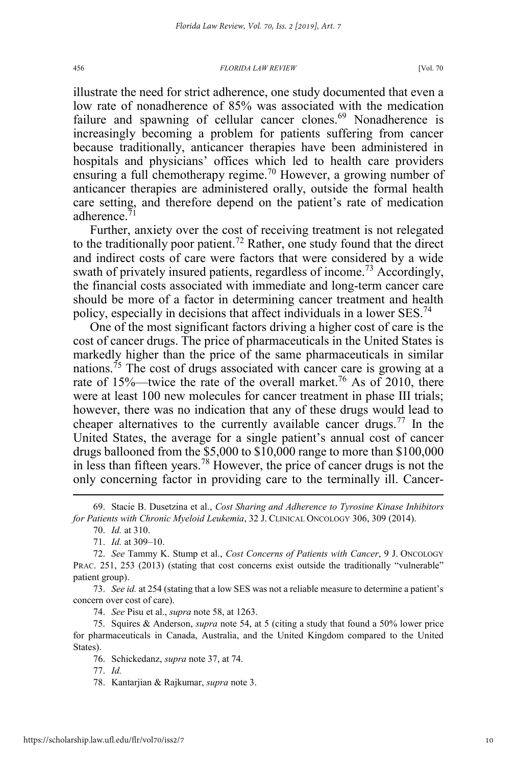illustrate the need for strict adherence, one study documented that even a low rate of nonadherence of 85% was associated with the medication failure and spawning of cellular cancer clones.[69] Nonadherence is increasingly becoming a problem for patients suffering from cancer because traditionally, anticancer therapies have been administered in hospitals and physicians' offices which led to health care providers ensuring a full chemotherapy regime.[70] However, a growing number of anticancer therapies are administered orally, outside the formal health care setting, and therefore depend on the patient's rate of medication adherence.[71]

Further, anxiety over the cost of receiving treatment is not relegated to the traditionally poor patient.[72] Rather, one study found that the direct and indirect costs of care were factors that were considered by a wide swath of privately insured patients, regardless of income.[73] Accordingly, the financial costs associated with immediate and long-term cancer care should be more of a factor in determining cancer treatment and health policy, especially in decisions that affect individuals in a lower SES.[74]

One of the most significant factors driving a higher cost of care is the cost of cancer drugs. The price of pharmaceuticals in the United States is markedly higher than the price of the same pharmaceuticals in similar nations.[75] The cost of drugs associated with cancer care is growing at a rate of 15%—twice the rate of the overall market.[76] As of 2010, there were at least 100 new molecules for cancer treatment in phase III trials; however, there was no indication that any of these drugs would lead to cheaper alternatives to the currently available cancer drugs.[77] In the United States, the average for a single patient's annual cost of cancer drugs ballooned from the $5,000 to $10,000 range to more than $100,000 in less than fifteen years.[78] However, the price of cancer drugs is not the only concerning factor in providing care to the terminally ill. Cancer-

---

69. Stacie B. Dusetzina et al., *Cost Sharing and Adherence to Tyrosine Kinase Inhibitors for Patients with Chronic Myeloid Leukemia*, 32 J. CLINICAL ONCOLOGY 306, 309 (2014).

70. *Id.* at 310.

71. *Id.* at 309–10.

72. *See* Tammy K. Stump et al., *Cost Concerns of Patients with Cancer*, 9 J. ONCOLOGY PRAC. 251, 253 (2013) (stating that cost concerns exist outside the traditionally "vulnerable" patient group).

73. *See id.* at 254 (stating that a low SES was not a reliable measure to determine a patient's concern over cost of care).

74. *See* Pisu et al., *supra* note 58, at 1263.

75. Squires & Anderson, *supra* note 54, at 5 (citing a study that found a 50% lower price for pharmaceuticals in Canada, Australia, and the United Kingdom compared to the United States).

76. Schickedanz, *supra* note 37, at 74.

77. *Id.*

78. Kantarjian & Rajkumar, *supra* note 3.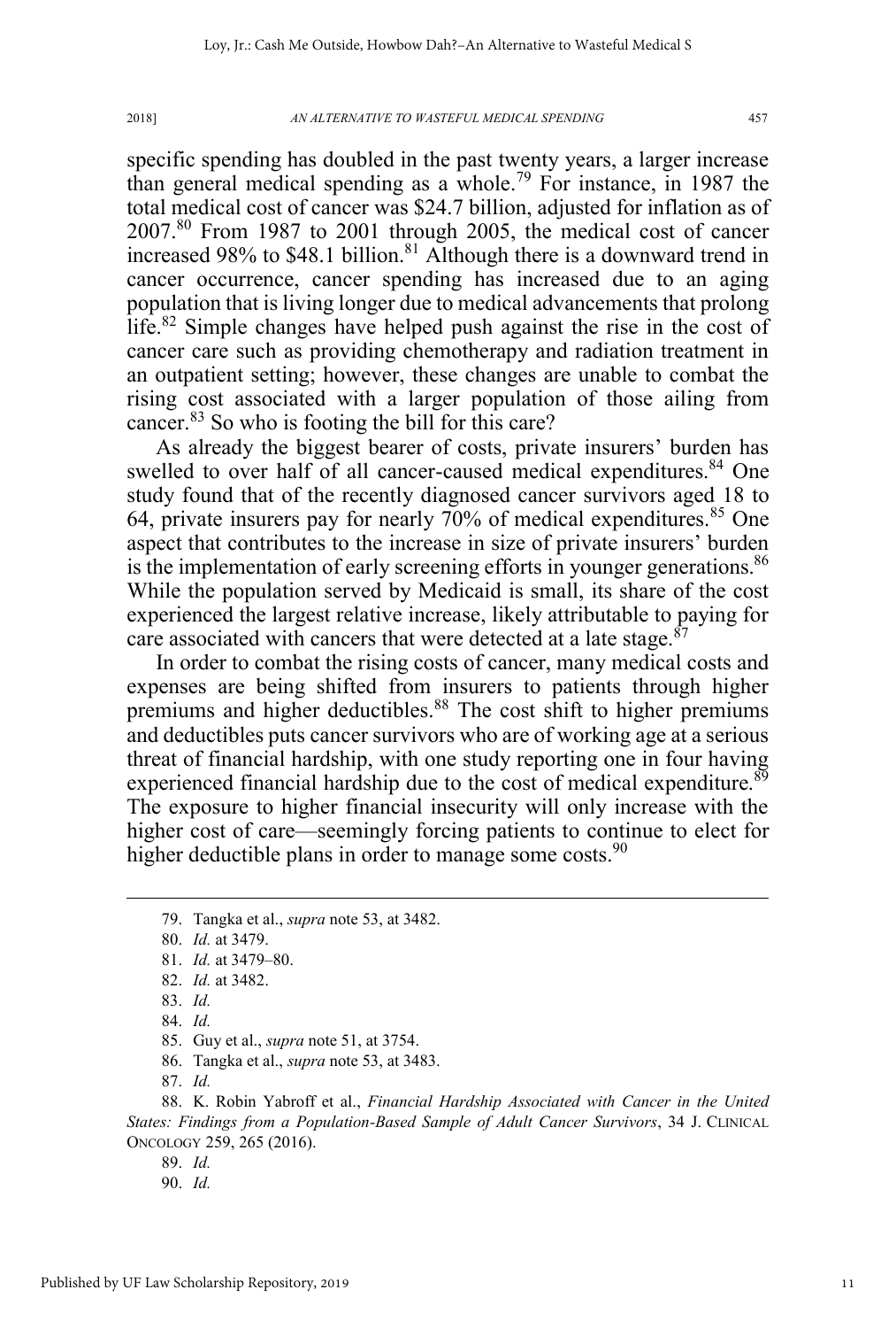specific spending has doubled in the past twenty years, a larger increase than general medical spending as a whole.[79] For instance, in 1987 the total medical cost of cancer was $24.7 billion, adjusted for inflation as of 2007.[80] From 1987 to 2001 through 2005, the medical cost of cancer increased 98% to $48.1 billion.[81] Although there is a downward trend in cancer occurrence, cancer spending has increased due to an aging population that is living longer due to medical advancements that prolong life.[82] Simple changes have helped push against the rise in the cost of cancer care such as providing chemotherapy and radiation treatment in an outpatient setting; however, these changes are unable to combat the rising cost associated with a larger population of those ailing from cancer.[83] So who is footing the bill for this care?

As already the biggest bearer of costs, private insurers' burden has swelled to over half of all cancer-caused medical expenditures.[84] One study found that of the recently diagnosed cancer survivors aged 18 to 64, private insurers pay for nearly 70% of medical expenditures.[85] One aspect that contributes to the increase in size of private insurers' burden is the implementation of early screening efforts in younger generations.[86] While the population served by Medicaid is small, its share of the cost experienced the largest relative increase, likely attributable to paying for care associated with cancers that were detected at a late stage.[87]

In order to combat the rising costs of cancer, many medical costs and expenses are being shifted from insurers to patients through higher premiums and higher deductibles.[88] The cost shift to higher premiums and deductibles puts cancer survivors who are of working age at a serious threat of financial hardship, with one study reporting one in four having experienced financial hardship due to the cost of medical expenditure.[89] The exposure to higher financial insecurity will only increase with the higher cost of care—seemingly forcing patients to continue to elect for higher deductible plans in order to manage some costs.[90]

---

79. Tangka et al., *supra* note 53, at 3482.

80. *Id.* at 3479.

81. *Id.* at 3479–80.

82. *Id.* at 3482.

83. *Id.*

84. *Id.*

85. Guy et al., *supra* note 51, at 3754.

86. Tangka et al., *supra* note 53, at 3483.

87. *Id.*

88. K. Robin Yabroff et al., *Financial Hardship Associated with Cancer in the United States: Findings from a Population-Based Sample of Adult Cancer Survivors*, 34 J. CLINICAL ONCOLOGY 259, 265 (2016).

89. *Id.*

90. *Id.*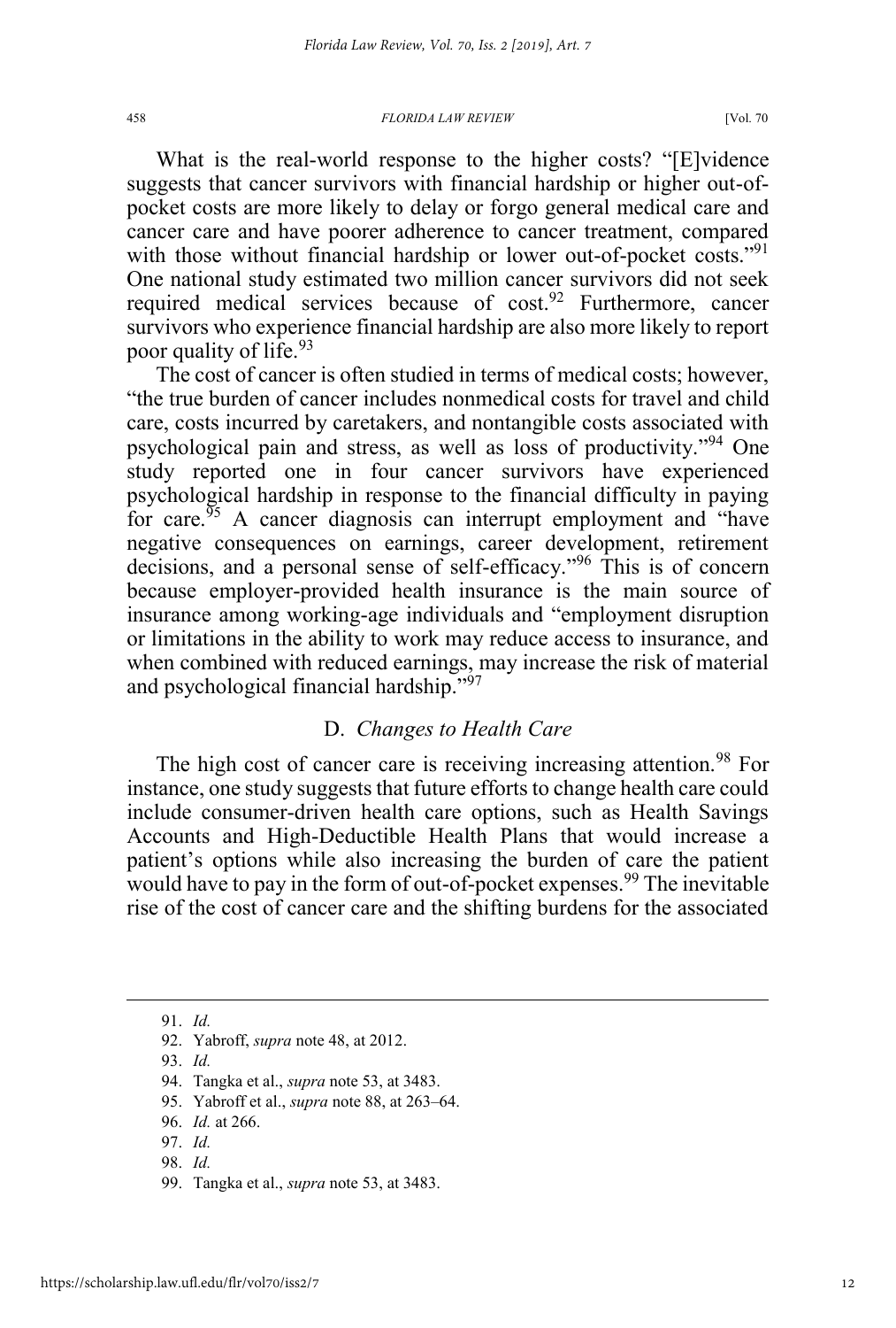What is the real-world response to the higher costs? "[E]vidence suggests that cancer survivors with financial hardship or higher out-of-pocket costs are more likely to delay or forgo general medical care and cancer care and have poorer adherence to cancer treatment, compared with those without financial hardship or lower out-of-pocket costs."[91] One national study estimated two million cancer survivors did not seek required medical services because of cost.[92] Furthermore, cancer survivors who experience financial hardship are also more likely to report poor quality of life.[93]

The cost of cancer is often studied in terms of medical costs; however, "the true burden of cancer includes nonmedical costs for travel and child care, costs incurred by caretakers, and nontangible costs associated with psychological pain and stress, as well as loss of productivity."[94] One study reported one in four cancer survivors have experienced psychological hardship in response to the financial difficulty in paying for care.[95] A cancer diagnosis can interrupt employment and "have negative consequences on earnings, career development, retirement decisions, and a personal sense of self-efficacy."[96] This is of concern because employer-provided health insurance is the main source of insurance among working-age individuals and "employment disruption or limitations in the ability to work may reduce access to insurance, and when combined with reduced earnings, may increase the risk of material and psychological financial hardship."[97]

### D. *Changes to Health Care*

The high cost of cancer care is receiving increasing attention.[98] For instance, one study suggests that future efforts to change health care could include consumer-driven health care options, such as Health Savings Accounts and High-Deductible Health Plans that would increase a patient's options while also increasing the burden of care the patient would have to pay in the form of out-of-pocket expenses.[99] The inevitable rise of the cost of cancer care and the shifting burdens for the associated

---

91. *Id.*
92. Yabroff, *supra* note 48, at 2012.
93. *Id.*
94. Tangka et al., *supra* note 53, at 3483.
95. Yabroff et al., *supra* note 88, at 263–64.
96. *Id.* at 266.
97. *Id.*
98. *Id.*
99. Tangka et al., *supra* note 53, at 3483.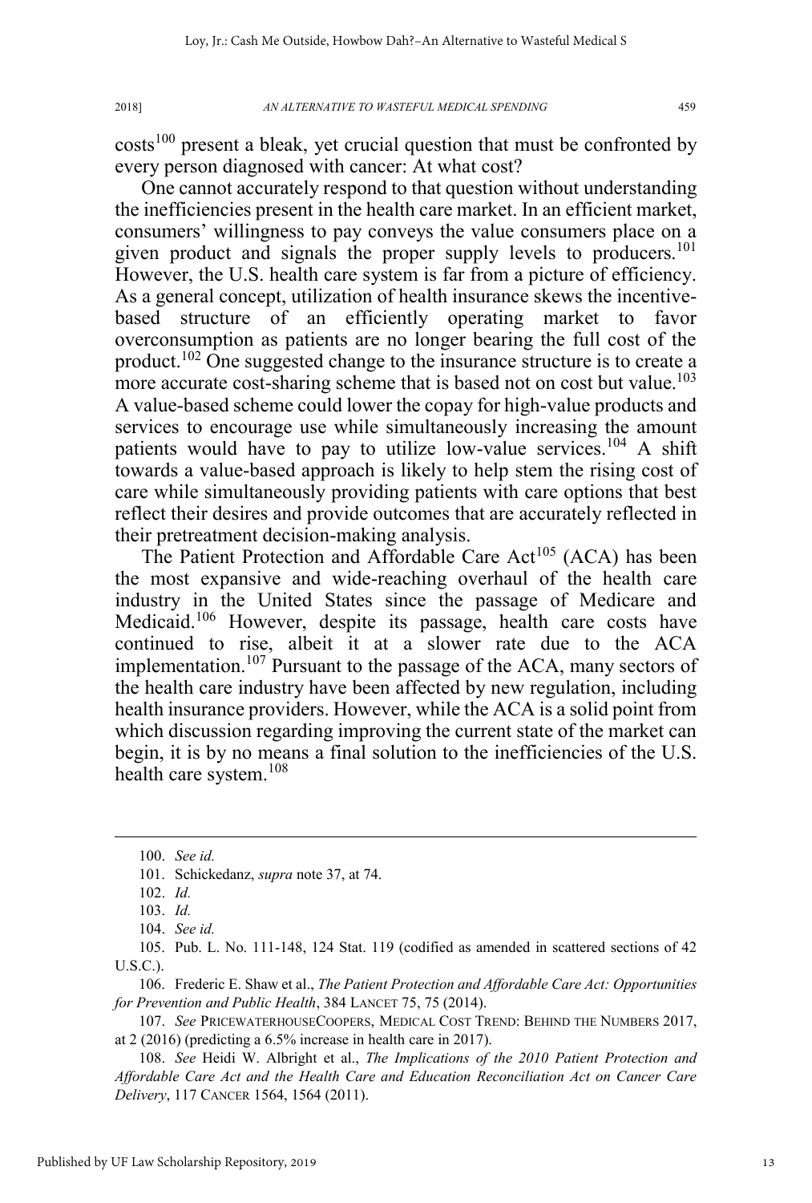costs[100] present a bleak, yet crucial question that must be confronted by every person diagnosed with cancer: At what cost?

One cannot accurately respond to that question without understanding the inefficiencies present in the health care market. In an efficient market, consumers' willingness to pay conveys the value consumers place on a given product and signals the proper supply levels to producers.[101] However, the U.S. health care system is far from a picture of efficiency. As a general concept, utilization of health insurance skews the incentive-based structure of an efficiently operating market to favor overconsumption as patients are no longer bearing the full cost of the product.[102] One suggested change to the insurance structure is to create a more accurate cost-sharing scheme that is based not on cost but value.[103] A value-based scheme could lower the copay for high-value products and services to encourage use while simultaneously increasing the amount patients would have to pay to utilize low-value services.[104] A shift towards a value-based approach is likely to help stem the rising cost of care while simultaneously providing patients with care options that best reflect their desires and provide outcomes that are accurately reflected in their pretreatment decision-making analysis.

The Patient Protection and Affordable Care Act[105] (ACA) has been the most expansive and wide-reaching overhaul of the health care industry in the United States since the passage of Medicare and Medicaid.[106] However, despite its passage, health care costs have continued to rise, albeit it at a slower rate due to the ACA implementation.[107] Pursuant to the passage of the ACA, many sectors of the health care industry have been affected by new regulation, including health insurance providers. However, while the ACA is a solid point from which discussion regarding improving the current state of the market can begin, it is by no means a final solution to the inefficiencies of the U.S. health care system.[108]

---

100. *See id.*

101. Schickedanz, *supra* note 37, at 74.

102. *Id.*

103. *Id.*

104. *See id.*

105. Pub. L. No. 111-148, 124 Stat. 119 (codified as amended in scattered sections of 42 U.S.C.).

106. Frederic E. Shaw et al., *The Patient Protection and Affordable Care Act: Opportunities for Prevention and Public Health*, 384 LANCET 75, 75 (2014).

107. *See* PRICEWATERHOUSECOOPERS, MEDICAL COST TREND: BEHIND THE NUMBERS 2017, at 2 (2016) (predicting a 6.5% increase in health care in 2017).

108. *See* Heidi W. Albright et al., *The Implications of the 2010 Patient Protection and Affordable Care Act and the Health Care and Education Reconciliation Act on Cancer Care Delivery*, 117 CANCER 1564, 1564 (2011).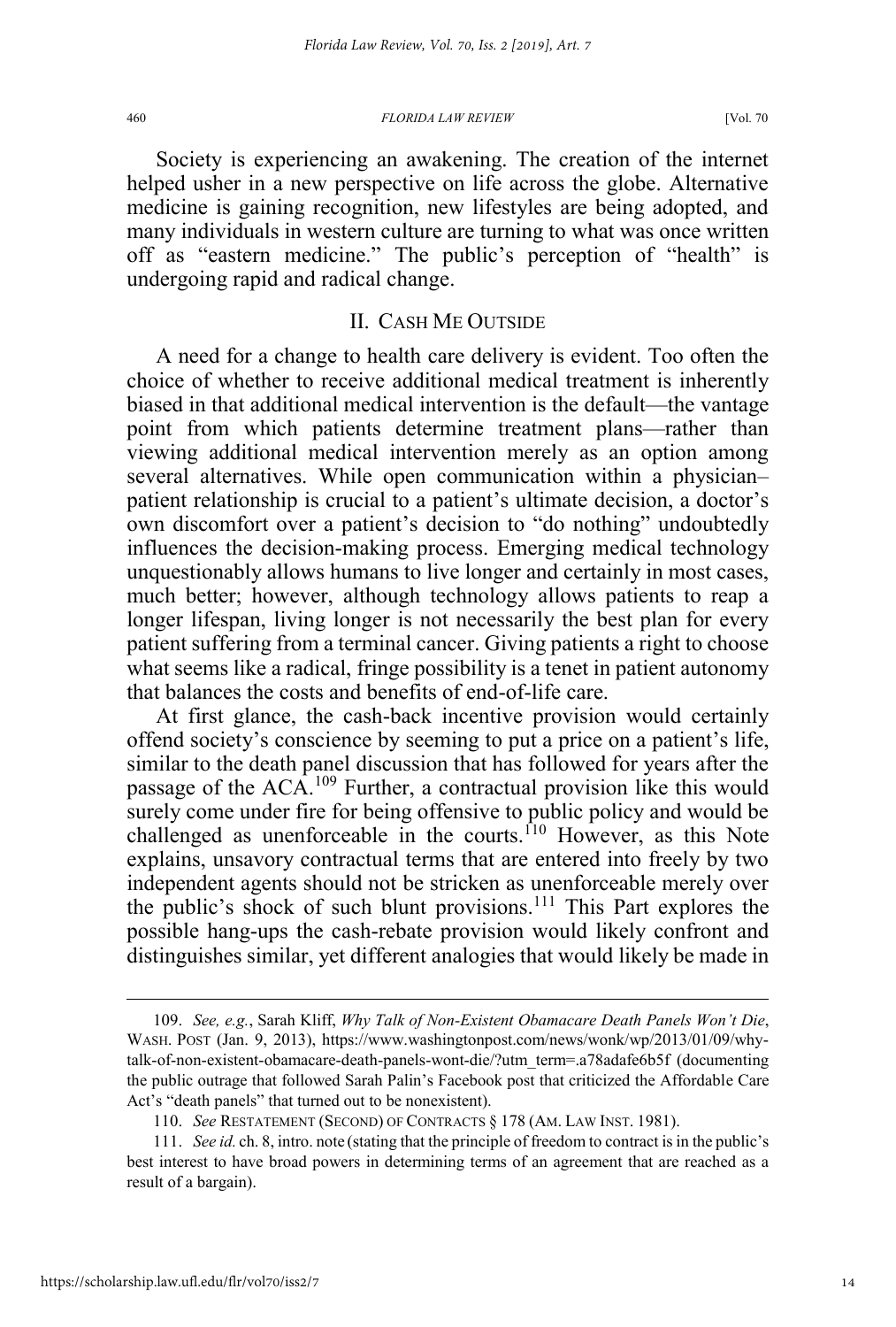Society is experiencing an awakening. The creation of the internet helped usher in a new perspective on life across the globe. Alternative medicine is gaining recognition, new lifestyles are being adopted, and many individuals in western culture are turning to what was once written off as "eastern medicine." The public's perception of "health" is undergoing rapid and radical change.

## II. CASH ME OUTSIDE

A need for a change to health care delivery is evident. Too often the choice of whether to receive additional medical treatment is inherently biased in that additional medical intervention is the default—the vantage point from which patients determine treatment plans—rather than viewing additional medical intervention merely as an option among several alternatives. While open communication within a physician–patient relationship is crucial to a patient's ultimate decision, a doctor's own discomfort over a patient's decision to "do nothing" undoubtedly influences the decision-making process. Emerging medical technology unquestionably allows humans to live longer and certainly in most cases, much better; however, although technology allows patients to reap a longer lifespan, living longer is not necessarily the best plan for every patient suffering from a terminal cancer. Giving patients a right to choose what seems like a radical, fringe possibility is a tenet in patient autonomy that balances the costs and benefits of end-of-life care.

At first glance, the cash-back incentive provision would certainly offend society's conscience by seeming to put a price on a patient's life, similar to the death panel discussion that has followed for years after the passage of the ACA.[109] Further, a contractual provision like this would surely come under fire for being offensive to public policy and would be challenged as unenforceable in the courts.[110] However, as this Note explains, unsavory contractual terms that are entered into freely by two independent agents should not be stricken as unenforceable merely over the public's shock of such blunt provisions.[111] This Part explores the possible hang-ups the cash-rebate provision would likely confront and distinguishes similar, yet different analogies that would likely be made in

---

109. *See, e.g.*, Sarah Kliff, *Why Talk of Non-Existent Obamacare Death Panels Won't Die*, WASH. POST (Jan. 9, 2013), https://www.washingtonpost.com/news/wonk/wp/2013/01/09/why-talk-of-non-existent-obamacare-death-panels-wont-die/?utm_term=.a78adafe6b5f (documenting the public outrage that followed Sarah Palin's Facebook post that criticized the Affordable Care Act's "death panels" that turned out to be nonexistent).

110. *See* RESTATEMENT (SECOND) OF CONTRACTS § 178 (AM. LAW INST. 1981).

111. *See id.* ch. 8, intro. note (stating that the principle of freedom to contract is in the public's best interest to have broad powers in determining terms of an agreement that are reached as a result of a bargain).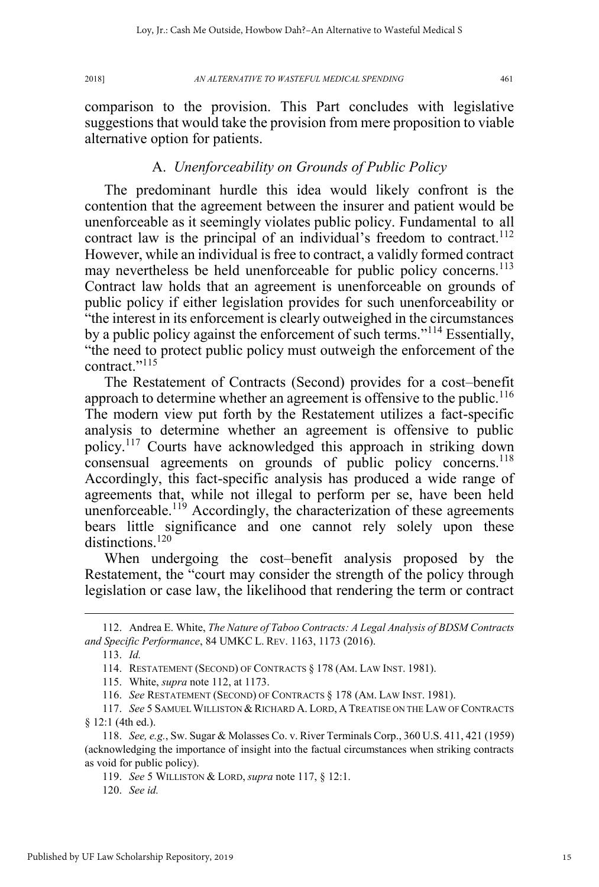comparison to the provision. This Part concludes with legislative suggestions that would take the provision from mere proposition to viable alternative option for patients.

### A. *Unenforceability on Grounds of Public Policy*

The predominant hurdle this idea would likely confront is the contention that the agreement between the insurer and patient would be unenforceable as it seemingly violates public policy. Fundamental to all contract law is the principal of an individual's freedom to contract.[112] However, while an individual is free to contract, a validly formed contract may nevertheless be held unenforceable for public policy concerns.[113] Contract law holds that an agreement is unenforceable on grounds of public policy if either legislation provides for such unenforceability or "the interest in its enforcement is clearly outweighed in the circumstances by a public policy against the enforcement of such terms."[114] Essentially, "the need to protect public policy must outweigh the enforcement of the contract."[115]

The Restatement of Contracts (Second) provides for a cost–benefit approach to determine whether an agreement is offensive to the public.[116] The modern view put forth by the Restatement utilizes a fact-specific analysis to determine whether an agreement is offensive to public policy.[117] Courts have acknowledged this approach in striking down consensual agreements on grounds of public policy concerns.[118] Accordingly, this fact-specific analysis has produced a wide range of agreements that, while not illegal to perform per se, have been held unenforceable.[119] Accordingly, the characterization of these agreements bears little significance and one cannot rely solely upon these distinctions.[120]

When undergoing the cost–benefit analysis proposed by the Restatement, the "court may consider the strength of the policy through legislation or case law, the likelihood that rendering the term or contract

---

112. Andrea E. White, *The Nature of Taboo Contracts: A Legal Analysis of BDSM Contracts and Specific Performance*, 84 UMKC L. REV. 1163, 1173 (2016).

113. *Id.*

114. RESTATEMENT (SECOND) OF CONTRACTS § 178 (AM. LAW INST. 1981).

115. White, *supra* note 112, at 1173.

116. *See* RESTATEMENT (SECOND) OF CONTRACTS § 178 (AM. LAW INST. 1981).

117. *See* 5 SAMUEL WILLISTON & RICHARD A. LORD, A TREATISE ON THE LAW OF CONTRACTS § 12:1 (4th ed.).

118. *See, e.g.*, Sw. Sugar & Molasses Co. v. River Terminals Corp., 360 U.S. 411, 421 (1959) (acknowledging the importance of insight into the factual circumstances when striking contracts as void for public policy).

119. *See* 5 WILLISTON & LORD, *supra* note 117, § 12:1.

120. *See id.*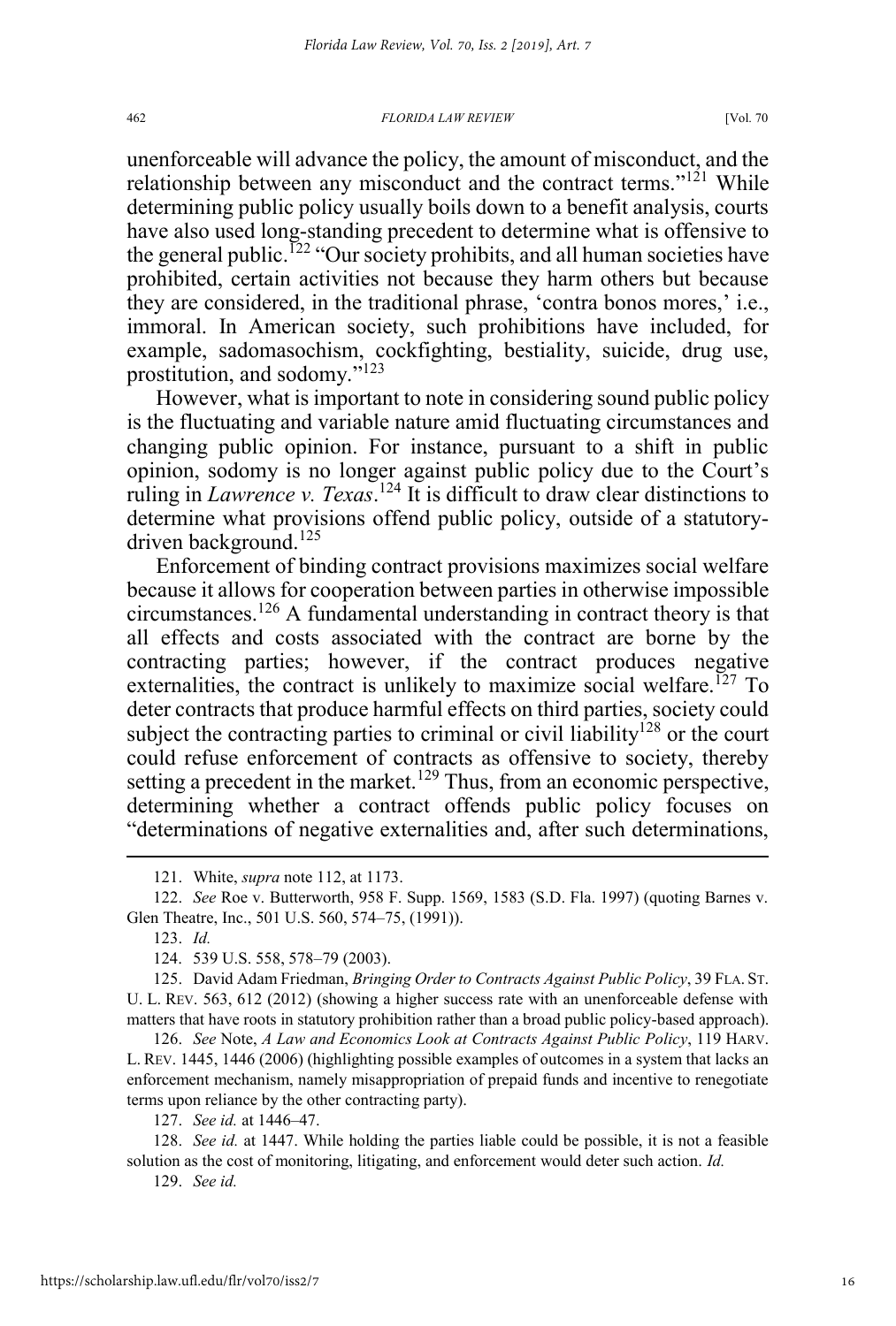unenforceable will advance the policy, the amount of misconduct, and the relationship between any misconduct and the contract terms."[121] While determining public policy usually boils down to a benefit analysis, courts have also used long-standing precedent to determine what is offensive to the general public.[122] "Our society prohibits, and all human societies have prohibited, certain activities not because they harm others but because they are considered, in the traditional phrase, 'contra bonos mores,' i.e., immoral. In American society, such prohibitions have included, for example, sadomasochism, cockfighting, bestiality, suicide, drug use, prostitution, and sodomy."[123]

However, what is important to note in considering sound public policy is the fluctuating and variable nature amid fluctuating circumstances and changing public opinion. For instance, pursuant to a shift in public opinion, sodomy is no longer against public policy due to the Court's ruling in *Lawrence v. Texas*.[124] It is difficult to draw clear distinctions to determine what provisions offend public policy, outside of a statutory-driven background.[125]

Enforcement of binding contract provisions maximizes social welfare because it allows for cooperation between parties in otherwise impossible circumstances.[126] A fundamental understanding in contract theory is that all effects and costs associated with the contract are borne by the contracting parties; however, if the contract produces negative externalities, the contract is unlikely to maximize social welfare.[127] To deter contracts that produce harmful effects on third parties, society could subject the contracting parties to criminal or civil liability[128] or the court could refuse enforcement of contracts as offensive to society, thereby setting a precedent in the market.[129] Thus, from an economic perspective, determining whether a contract offends public policy focuses on "determinations of negative externalities and, after such determinations,

---

121. White, *supra* note 112, at 1173.

122. *See* Roe v. Butterworth, 958 F. Supp. 1569, 1583 (S.D. Fla. 1997) (quoting Barnes v. Glen Theatre, Inc., 501 U.S. 560, 574–75, (1991)).

123. *Id.*

124. 539 U.S. 558, 578–79 (2003).

125. David Adam Friedman, *Bringing Order to Contracts Against Public Policy*, 39 FLA. ST. U. L. REV. 563, 612 (2012) (showing a higher success rate with an unenforceable defense with matters that have roots in statutory prohibition rather than a broad public policy-based approach).

126. *See* Note, *A Law and Economics Look at Contracts Against Public Policy*, 119 HARV. L. REV. 1445, 1446 (2006) (highlighting possible examples of outcomes in a system that lacks an enforcement mechanism, namely misappropriation of prepaid funds and incentive to renegotiate terms upon reliance by the other contracting party).

127. *See id.* at 1446–47.

128. *See id.* at 1447. While holding the parties liable could be possible, it is not a feasible solution as the cost of monitoring, litigating, and enforcement would deter such action. *Id.*

129. *See id.*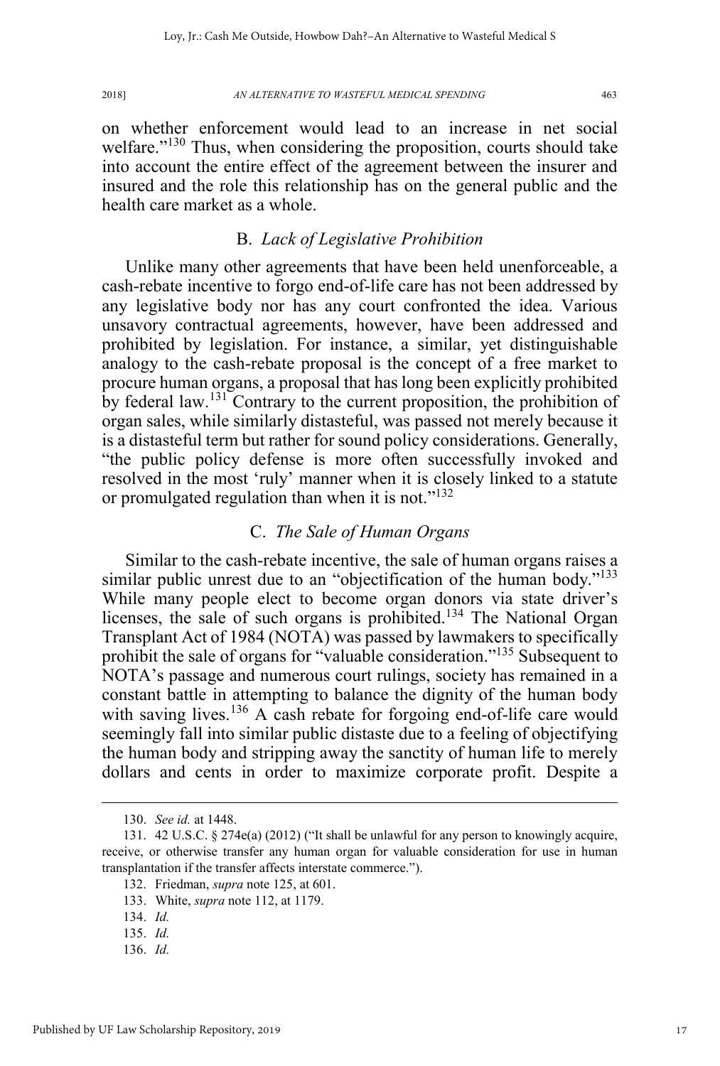on whether enforcement would lead to an increase in net social welfare."[130] Thus, when considering the proposition, courts should take into account the entire effect of the agreement between the insurer and insured and the role this relationship has on the general public and the health care market as a whole.

## B. *Lack of Legislative Prohibition*

Unlike many other agreements that have been held unenforceable, a cash-rebate incentive to forgo end-of-life care has not been addressed by any legislative body nor has any court confronted the idea. Various unsavory contractual agreements, however, have been addressed and prohibited by legislation. For instance, a similar, yet distinguishable analogy to the cash-rebate proposal is the concept of a free market to procure human organs, a proposal that has long been explicitly prohibited by federal law.[131] Contrary to the current proposition, the prohibition of organ sales, while similarly distasteful, was passed not merely because it is a distasteful term but rather for sound policy considerations. Generally, "the public policy defense is more often successfully invoked and resolved in the most 'ruly' manner when it is closely linked to a statute or promulgated regulation than when it is not."[132]

## C. *The Sale of Human Organs*

Similar to the cash-rebate incentive, the sale of human organs raises a similar public unrest due to an "objectification of the human body."[133] While many people elect to become organ donors via state driver's licenses, the sale of such organs is prohibited.[134] The National Organ Transplant Act of 1984 (NOTA) was passed by lawmakers to specifically prohibit the sale of organs for "valuable consideration."[135] Subsequent to NOTA's passage and numerous court rulings, society has remained in a constant battle in attempting to balance the dignity of the human body with saving lives.[136] A cash rebate for forgoing end-of-life care would seemingly fall into similar public distaste due to a feeling of objectifying the human body and stripping away the sanctity of human life to merely dollars and cents in order to maximize corporate profit. Despite a

---

130. *See id.* at 1448.

131. 42 U.S.C. § 274e(a) (2012) ("It shall be unlawful for any person to knowingly acquire, receive, or otherwise transfer any human organ for valuable consideration for use in human transplantation if the transfer affects interstate commerce.").

132. Friedman, *supra* note 125, at 601.

133. White, *supra* note 112, at 1179.

134. *Id.*

135. *Id.*

136. *Id.*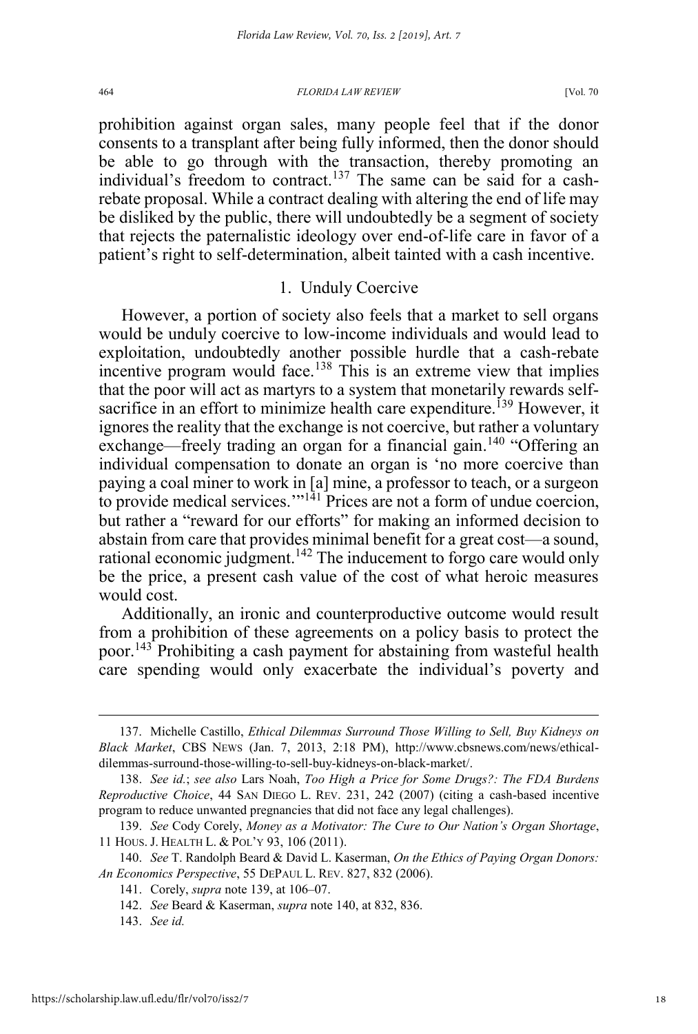prohibition against organ sales, many people feel that if the donor consents to a transplant after being fully informed, then the donor should be able to go through with the transaction, thereby promoting an individual's freedom to contract.[137] The same can be said for a cash-rebate proposal. While a contract dealing with altering the end of life may be disliked by the public, there will undoubtedly be a segment of society that rejects the paternalistic ideology over end-of-life care in favor of a patient's right to self-determination, albeit tainted with a cash incentive.

### 1. Unduly Coercive

However, a portion of society also feels that a market to sell organs would be unduly coercive to low-income individuals and would lead to exploitation, undoubtedly another possible hurdle that a cash-rebate incentive program would face.[138] This is an extreme view that implies that the poor will act as martyrs to a system that monetarily rewards self-sacrifice in an effort to minimize health care expenditure.[139] However, it ignores the reality that the exchange is not coercive, but rather a voluntary exchange—freely trading an organ for a financial gain.[140] "Offering an individual compensation to donate an organ is 'no more coercive than paying a coal miner to work in [a] mine, a professor to teach, or a surgeon to provide medical services.'"[141] Prices are not a form of undue coercion, but rather a "reward for our efforts" for making an informed decision to abstain from care that provides minimal benefit for a great cost—a sound, rational economic judgment.[142] The inducement to forgo care would only be the price, a present cash value of the cost of what heroic measures would cost.

Additionally, an ironic and counterproductive outcome would result from a prohibition of these agreements on a policy basis to protect the poor.[143] Prohibiting a cash payment for abstaining from wasteful health care spending would only exacerbate the individual's poverty and

---

137. Michelle Castillo, *Ethical Dilemmas Surround Those Willing to Sell, Buy Kidneys on Black Market*, CBS NEWS (Jan. 7, 2013, 2:18 PM), http://www.cbsnews.com/news/ethical-dilemmas-surround-those-willing-to-sell-buy-kidneys-on-black-market/.

138. *See id.*; *see also* Lars Noah, *Too High a Price for Some Drugs?: The FDA Burdens Reproductive Choice*, 44 SAN DIEGO L. REV. 231, 242 (2007) (citing a cash-based incentive program to reduce unwanted pregnancies that did not face any legal challenges).

139. *See* Cody Corely, *Money as a Motivator: The Cure to Our Nation's Organ Shortage*, 11 HOUS. J. HEALTH L. & POL'Y 93, 106 (2011).

140. *See* T. Randolph Beard & David L. Kaserman, *On the Ethics of Paying Organ Donors: An Economics Perspective*, 55 DEPAUL L. REV. 827, 832 (2006).

141. Corely, *supra* note 139, at 106–07.

142. *See* Beard & Kaserman, *supra* note 140, at 832, 836.

143. *See id.*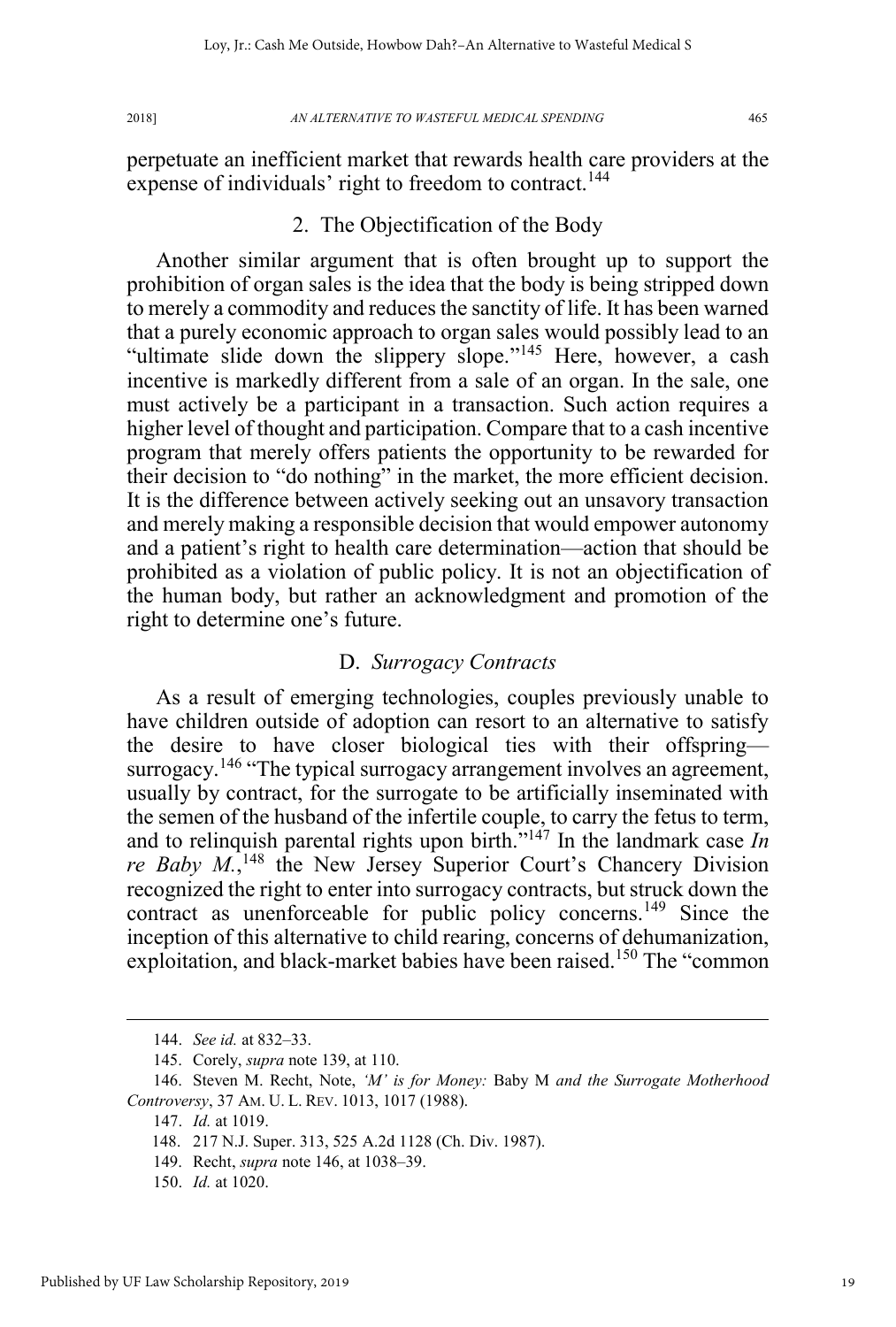perpetuate an inefficient market that rewards health care providers at the expense of individuals' right to freedom to contract.[144]

### 2. The Objectification of the Body

Another similar argument that is often brought up to support the prohibition of organ sales is the idea that the body is being stripped down to merely a commodity and reduces the sanctity of life. It has been warned that a purely economic approach to organ sales would possibly lead to an "ultimate slide down the slippery slope."[145] Here, however, a cash incentive is markedly different from a sale of an organ. In the sale, one must actively be a participant in a transaction. Such action requires a higher level of thought and participation. Compare that to a cash incentive program that merely offers patients the opportunity to be rewarded for their decision to "do nothing" in the market, the more efficient decision. It is the difference between actively seeking out an unsavory transaction and merely making a responsible decision that would empower autonomy and a patient's right to health care determination—action that should be prohibited as a violation of public policy. It is not an objectification of the human body, but rather an acknowledgment and promotion of the right to determine one's future.

## D. *Surrogacy Contracts*

As a result of emerging technologies, couples previously unable to have children outside of adoption can resort to an alternative to satisfy the desire to have closer biological ties with their offspring—surrogacy.[146] "The typical surrogacy arrangement involves an agreement, usually by contract, for the surrogate to be artificially inseminated with the semen of the husband of the infertile couple, to carry the fetus to term, and to relinquish parental rights upon birth."[147] In the landmark case *In re Baby M.*,[148] the New Jersey Superior Court's Chancery Division recognized the right to enter into surrogacy contracts, but struck down the contract as unenforceable for public policy concerns.[149] Since the inception of this alternative to child rearing, concerns of dehumanization, exploitation, and black-market babies have been raised.[150] The "common

---

144. *See id.* at 832–33.

145. Corely, *supra* note 139, at 110.

146. Steven M. Recht, Note, *'M' is for Money:* Baby M *and the Surrogate Motherhood Controversy*, 37 AM. U. L. REV. 1013, 1017 (1988).

147. *Id.* at 1019.

148. 217 N.J. Super. 313, 525 A.2d 1128 (Ch. Div. 1987).

149. Recht, *supra* note 146, at 1038–39.

150. *Id.* at 1020.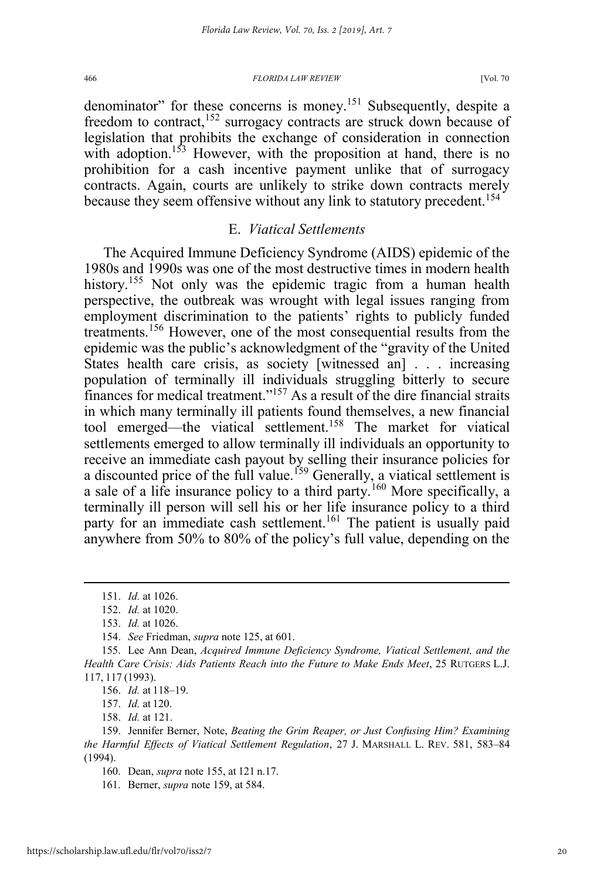denominator" for these concerns is money.[151] Subsequently, despite a freedom to contract,[152] surrogacy contracts are struck down because of legislation that prohibits the exchange of consideration in connection with adoption.[153] However, with the proposition at hand, there is no prohibition for a cash incentive payment unlike that of surrogacy contracts. Again, courts are unlikely to strike down contracts merely because they seem offensive without any link to statutory precedent.[154]

### E. *Viatical Settlements*

The Acquired Immune Deficiency Syndrome (AIDS) epidemic of the 1980s and 1990s was one of the most destructive times in modern health history.[155] Not only was the epidemic tragic from a human health perspective, the outbreak was wrought with legal issues ranging from employment discrimination to the patients' rights to publicly funded treatments.[156] However, one of the most consequential results from the epidemic was the public's acknowledgment of the "gravity of the United States health care crisis, as society [witnessed an] . . . increasing population of terminally ill individuals struggling bitterly to secure finances for medical treatment."[157] As a result of the dire financial straits in which many terminally ill patients found themselves, a new financial tool emerged—the viatical settlement.[158] The market for viatical settlements emerged to allow terminally ill individuals an opportunity to receive an immediate cash payout by selling their insurance policies for a discounted price of the full value.[159] Generally, a viatical settlement is a sale of a life insurance policy to a third party.[160] More specifically, a terminally ill person will sell his or her life insurance policy to a third party for an immediate cash settlement.[161] The patient is usually paid anywhere from 50% to 80% of the policy's full value, depending on the

---

151. *Id.* at 1026.

152. *Id.* at 1020.

153. *Id.* at 1026.

154. *See* Friedman, *supra* note 125, at 601.

155. Lee Ann Dean, *Acquired Immune Deficiency Syndrome, Viatical Settlement, and the Health Care Crisis: Aids Patients Reach into the Future to Make Ends Meet*, 25 RUTGERS L.J. 117, 117 (1993).

156. *Id.* at 118–19.

157. *Id.* at 120.

158. *Id.* at 121.

159. Jennifer Berner, Note, *Beating the Grim Reaper, or Just Confusing Him? Examining the Harmful Effects of Viatical Settlement Regulation*, 27 J. MARSHALL L. REV. 581, 583–84 (1994).

160. Dean, *supra* note 155, at 121 n.17.

161. Berner, *supra* note 159, at 584.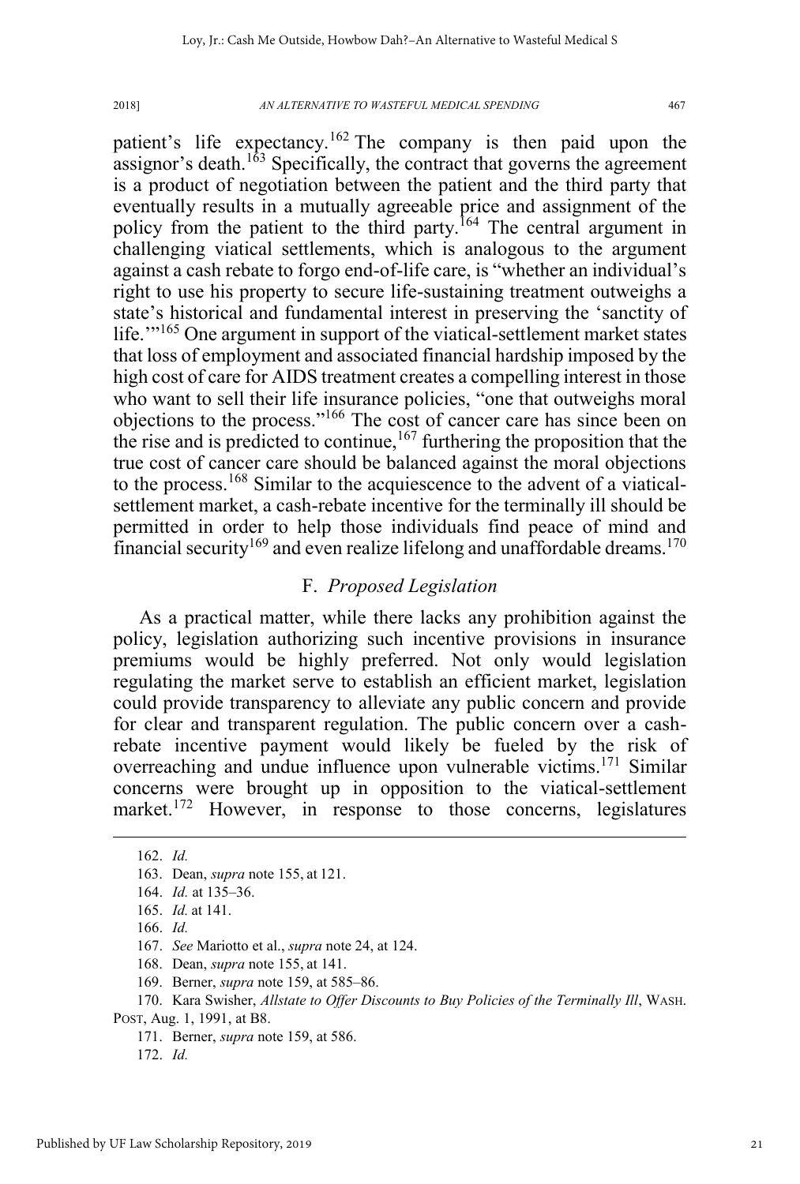patient's life expectancy.[162] The company is then paid upon the assignor's death.[163] Specifically, the contract that governs the agreement is a product of negotiation between the patient and the third party that eventually results in a mutually agreeable price and assignment of the policy from the patient to the third party.[164] The central argument in challenging viatical settlements, which is analogous to the argument against a cash rebate to forgo end-of-life care, is "whether an individual's right to use his property to secure life-sustaining treatment outweighs a state's historical and fundamental interest in preserving the 'sanctity of life.'"[165] One argument in support of the viatical-settlement market states that loss of employment and associated financial hardship imposed by the high cost of care for AIDS treatment creates a compelling interest in those who want to sell their life insurance policies, "one that outweighs moral objections to the process."[166] The cost of cancer care has since been on the rise and is predicted to continue,[167] furthering the proposition that the true cost of cancer care should be balanced against the moral objections to the process.[168] Similar to the acquiescence to the advent of a viatical-settlement market, a cash-rebate incentive for the terminally ill should be permitted in order to help those individuals find peace of mind and financial security[169] and even realize lifelong and unaffordable dreams.[170]

### F. *Proposed Legislation*

As a practical matter, while there lacks any prohibition against the policy, legislation authorizing such incentive provisions in insurance premiums would be highly preferred. Not only would legislation regulating the market serve to establish an efficient market, legislation could provide transparency to alleviate any public concern and provide for clear and transparent regulation. The public concern over a cash-rebate incentive payment would likely be fueled by the risk of overreaching and undue influence upon vulnerable victims.[171] Similar concerns were brought up in opposition to the viatical-settlement market.[172] However, in response to those concerns, legislatures

---

162. *Id.*

163. Dean, *supra* note 155, at 121.

164. *Id.* at 135–36.

165. *Id.* at 141.

166. *Id.*

167. *See* Mariotto et al., *supra* note 24, at 124.

168. Dean, *supra* note 155, at 141.

169. Berner, *supra* note 159, at 585–86.

170. Kara Swisher, *Allstate to Offer Discounts to Buy Policies of the Terminally Ill*, WASH. POST, Aug. 1, 1991, at B8.

171. Berner, *supra* note 159, at 586.

172. *Id.*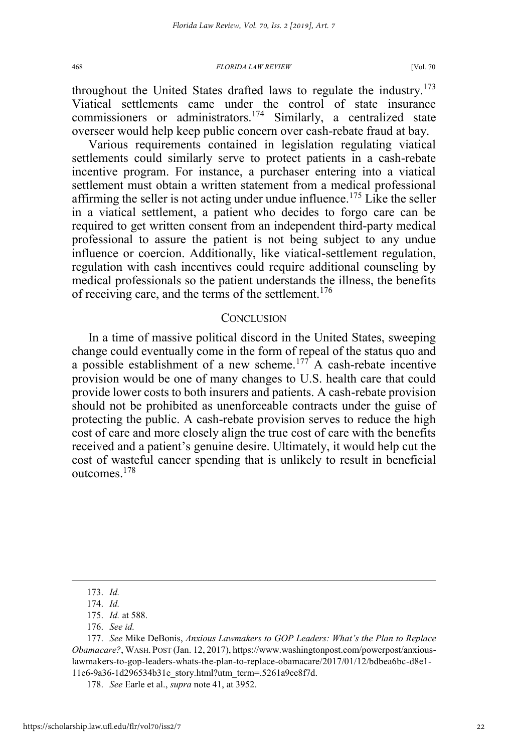throughout the United States drafted laws to regulate the industry.[173] Viatical settlements came under the control of state insurance commissioners or administrators.[174] Similarly, a centralized state overseer would help keep public concern over cash-rebate fraud at bay.

Various requirements contained in legislation regulating viatical settlements could similarly serve to protect patients in a cash-rebate incentive program. For instance, a purchaser entering into a viatical settlement must obtain a written statement from a medical professional affirming the seller is not acting under undue influence.[175] Like the seller in a viatical settlement, a patient who decides to forgo care can be required to get written consent from an independent third-party medical professional to assure the patient is not being subject to any undue influence or coercion. Additionally, like viatical-settlement regulation, regulation with cash incentives could require additional counseling by medical professionals so the patient understands the illness, the benefits of receiving care, and the terms of the settlement.[176]

## CONCLUSION

In a time of massive political discord in the United States, sweeping change could eventually come in the form of repeal of the status quo and a possible establishment of a new scheme.[177] A cash-rebate incentive provision would be one of many changes to U.S. health care that could provide lower costs to both insurers and patients. A cash-rebate provision should not be prohibited as unenforceable contracts under the guise of protecting the public. A cash-rebate provision serves to reduce the high cost of care and more closely align the true cost of care with the benefits received and a patient's genuine desire. Ultimately, it would help cut the cost of wasteful cancer spending that is unlikely to result in beneficial outcomes.[178]

---

173. *Id.*

174. *Id.*

175. *Id.* at 588.

176. *See id.*

177. *See* Mike DeBonis, *Anxious Lawmakers to GOP Leaders: What's the Plan to Replace Obamacare?*, WASH. POST (Jan. 12, 2017), https://www.washingtonpost.com/powerpost/anxious-lawmakers-to-gop-leaders-whats-the-plan-to-replace-obamacare/2017/01/12/bdbea6bc-d8e1-11e6-9a36-1d296534b31e_story.html?utm_term=.5261a9ce8f7d.

178. *See* Earle et al., *supra* note 41, at 3952.